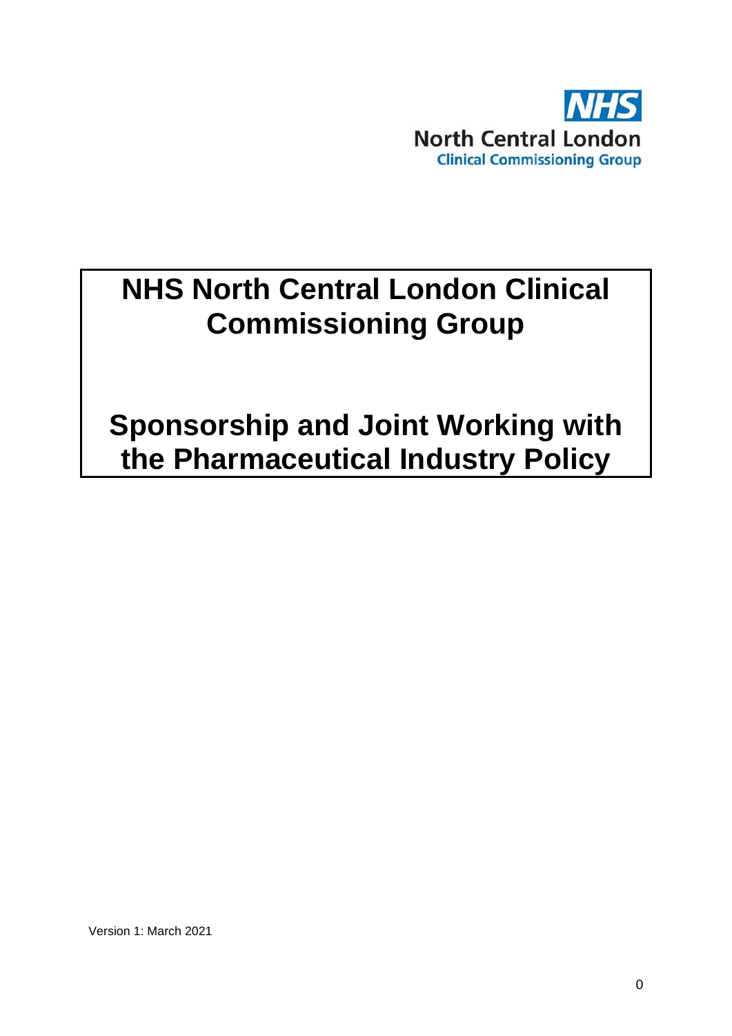NHS
North Central London
Clinical Commissioning Group

# NHS North Central London Clinical Commissioning Group

# Sponsorship and Joint Working with the Pharmaceutical Industry Policy

Version 1: March 2021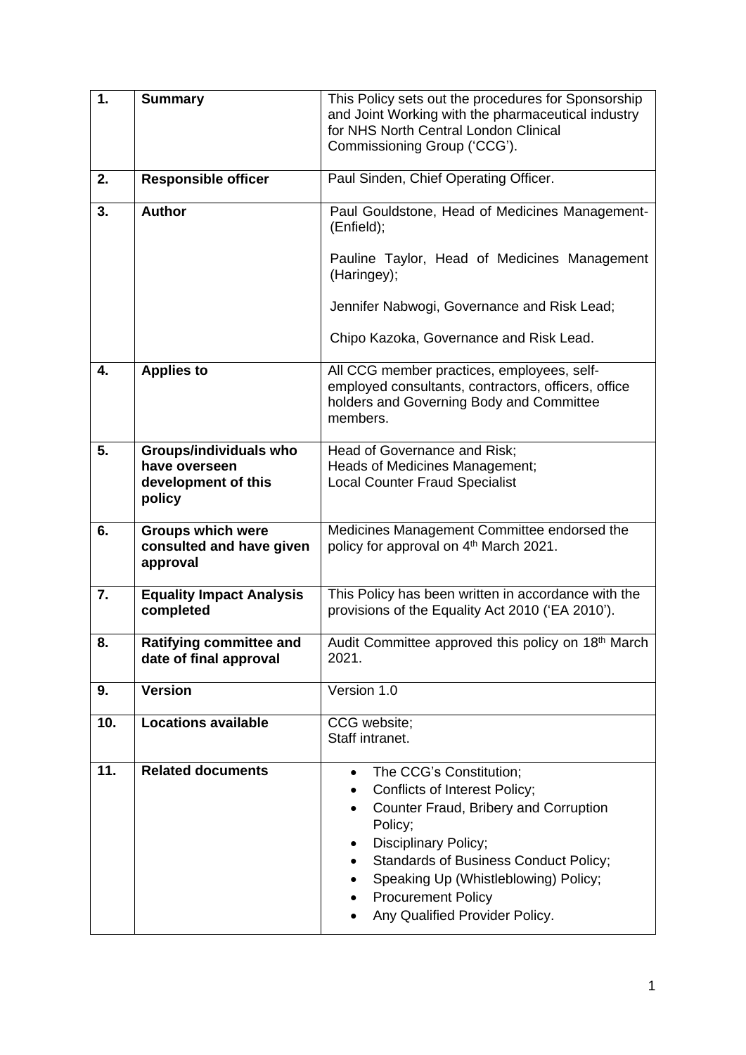| 1. | **Summary** | This Policy sets out the procedures for Sponsorship and Joint Working with the pharmaceutical industry for NHS North Central London Clinical Commissioning Group ('CCG'). |
|---|---|---|
| 2. | **Responsible officer** | Paul Sinden, Chief Operating Officer. |
| 3. | **Author** | Paul Gouldstone, Head of Medicines Management-(Enfield);<br><br>Pauline Taylor, Head of Medicines Management (Haringey);<br><br>Jennifer Nabwogi, Governance and Risk Lead;<br><br>Chipo Kazoka, Governance and Risk Lead. |
| 4. | **Applies to** | All CCG member practices, employees, self-employed consultants, contractors, officers, office holders and Governing Body and Committee members. |
| 5. | **Groups/individuals who have overseen development of this policy** | Head of Governance and Risk;<br>Heads of Medicines Management;<br>Local Counter Fraud Specialist |
| 6. | **Groups which were consulted and have given approval** | Medicines Management Committee endorsed the policy for approval on 4th March 2021. |
| 7. | **Equality Impact Analysis completed** | This Policy has been written in accordance with the provisions of the Equality Act 2010 ('EA 2010'). |
| 8. | **Ratifying committee and date of final approval** | Audit Committee approved this policy on 18th March 2021. |
| 9. | **Version** | Version 1.0 |
| 10. | **Locations available** | CCG website;<br>Staff intranet. |
| 11. | **Related documents** | • The CCG's Constitution;<br>• Conflicts of Interest Policy;<br>• Counter Fraud, Bribery and Corruption Policy;<br>• Disciplinary Policy;<br>• Standards of Business Conduct Policy;<br>• Speaking Up (Whistleblowing) Policy;<br>• Procurement Policy<br>• Any Qualified Provider Policy. |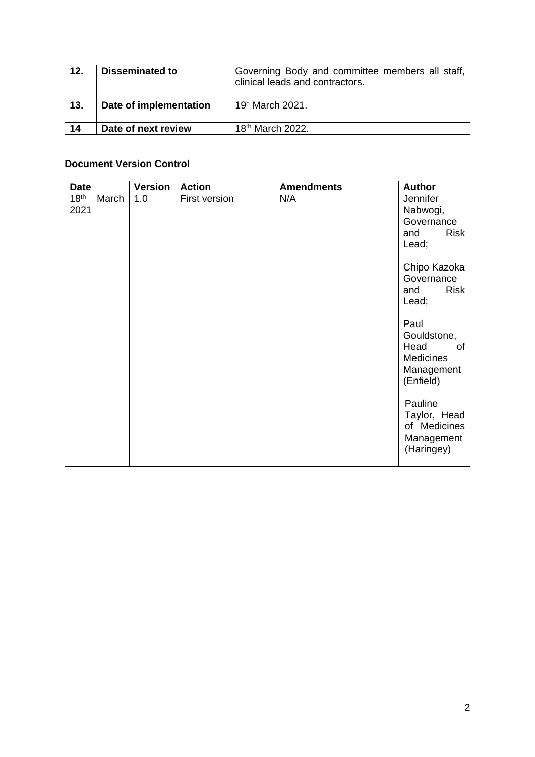| 12. | **Disseminated to** | Governing Body and committee members all staff, clinical leads and contractors. |
|---|---|---|
| 13. | **Date of implementation** | 19h March 2021. |
| 14 | **Date of next review** | 18th March 2022. |

**Document Version Control**

| Date | Version | Action | Amendments | Author |
|---|---|---|---|---|
| 18th March 2021 | 1.0 | First version | N/A | Jennifer Nabwogi, Governance and Risk Lead;<br><br>Chipo Kazoka Governance and Risk Lead;<br><br>Paul Gouldstone, Head of Medicines Management (Enfield)<br><br>Pauline Taylor, Head of Medicines Management (Haringey) |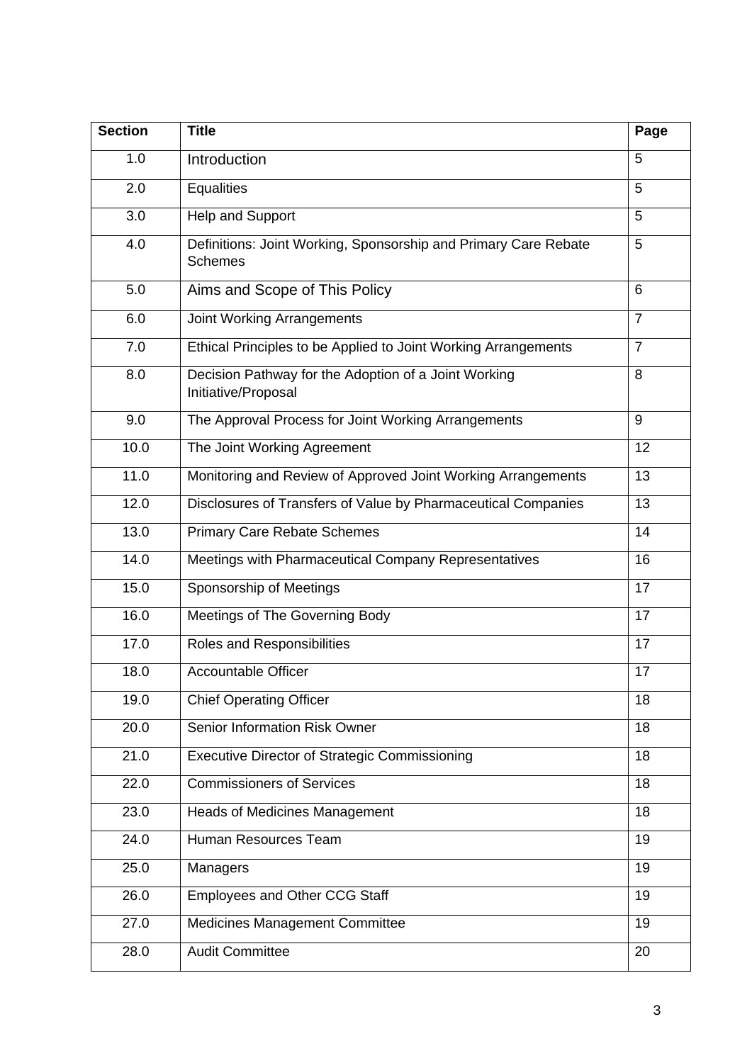| Section | Title | Page |
|---|---|---|
| 1.0 | Introduction | 5 |
| 2.0 | Equalities | 5 |
| 3.0 | Help and Support | 5 |
| 4.0 | Definitions: Joint Working, Sponsorship and Primary Care Rebate Schemes | 5 |
| 5.0 | Aims and Scope of This Policy | 6 |
| 6.0 | Joint Working Arrangements | 7 |
| 7.0 | Ethical Principles to be Applied to Joint Working Arrangements | 7 |
| 8.0 | Decision Pathway for the Adoption of a Joint Working Initiative/Proposal | 8 |
| 9.0 | The Approval Process for Joint Working Arrangements | 9 |
| 10.0 | The Joint Working Agreement | 12 |
| 11.0 | Monitoring and Review of Approved Joint Working Arrangements | 13 |
| 12.0 | Disclosures of Transfers of Value by Pharmaceutical Companies | 13 |
| 13.0 | Primary Care Rebate Schemes | 14 |
| 14.0 | Meetings with Pharmaceutical Company Representatives | 16 |
| 15.0 | Sponsorship of Meetings | 17 |
| 16.0 | Meetings of The Governing Body | 17 |
| 17.0 | Roles and Responsibilities | 17 |
| 18.0 | Accountable Officer | 17 |
| 19.0 | Chief Operating Officer | 18 |
| 20.0 | Senior Information Risk Owner | 18 |
| 21.0 | Executive Director of Strategic Commissioning | 18 |
| 22.0 | Commissioners of Services | 18 |
| 23.0 | Heads of Medicines Management | 18 |
| 24.0 | Human Resources Team | 19 |
| 25.0 | Managers | 19 |
| 26.0 | Employees and Other CCG Staff | 19 |
| 27.0 | Medicines Management Committee | 19 |
| 28.0 | Audit Committee | 20 |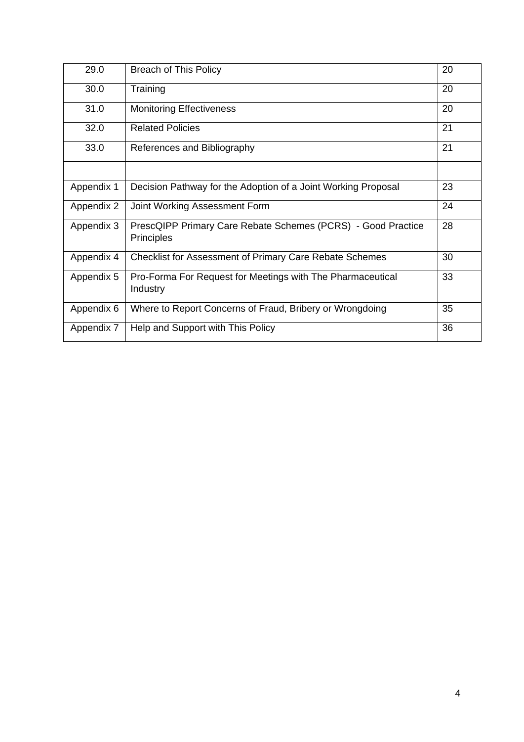| | | |
|---|---|---|
| 29.0 | Breach of This Policy | 20 |
| 30.0 | Training | 20 |
| 31.0 | Monitoring Effectiveness | 20 |
| 32.0 | Related Policies | 21 |
| 33.0 | References and Bibliography | 21 |
| | | |
| Appendix 1 | Decision Pathway for the Adoption of a Joint Working Proposal | 23 |
| Appendix 2 | Joint Working Assessment Form | 24 |
| Appendix 3 | PrescQIPP Primary Care Rebate Schemes (PCRS) - Good Practice Principles | 28 |
| Appendix 4 | Checklist for Assessment of Primary Care Rebate Schemes | 30 |
| Appendix 5 | Pro-Forma For Request for Meetings with The Pharmaceutical Industry | 33 |
| Appendix 6 | Where to Report Concerns of Fraud, Bribery or Wrongdoing | 35 |
| Appendix 7 | Help and Support with This Policy | 36 |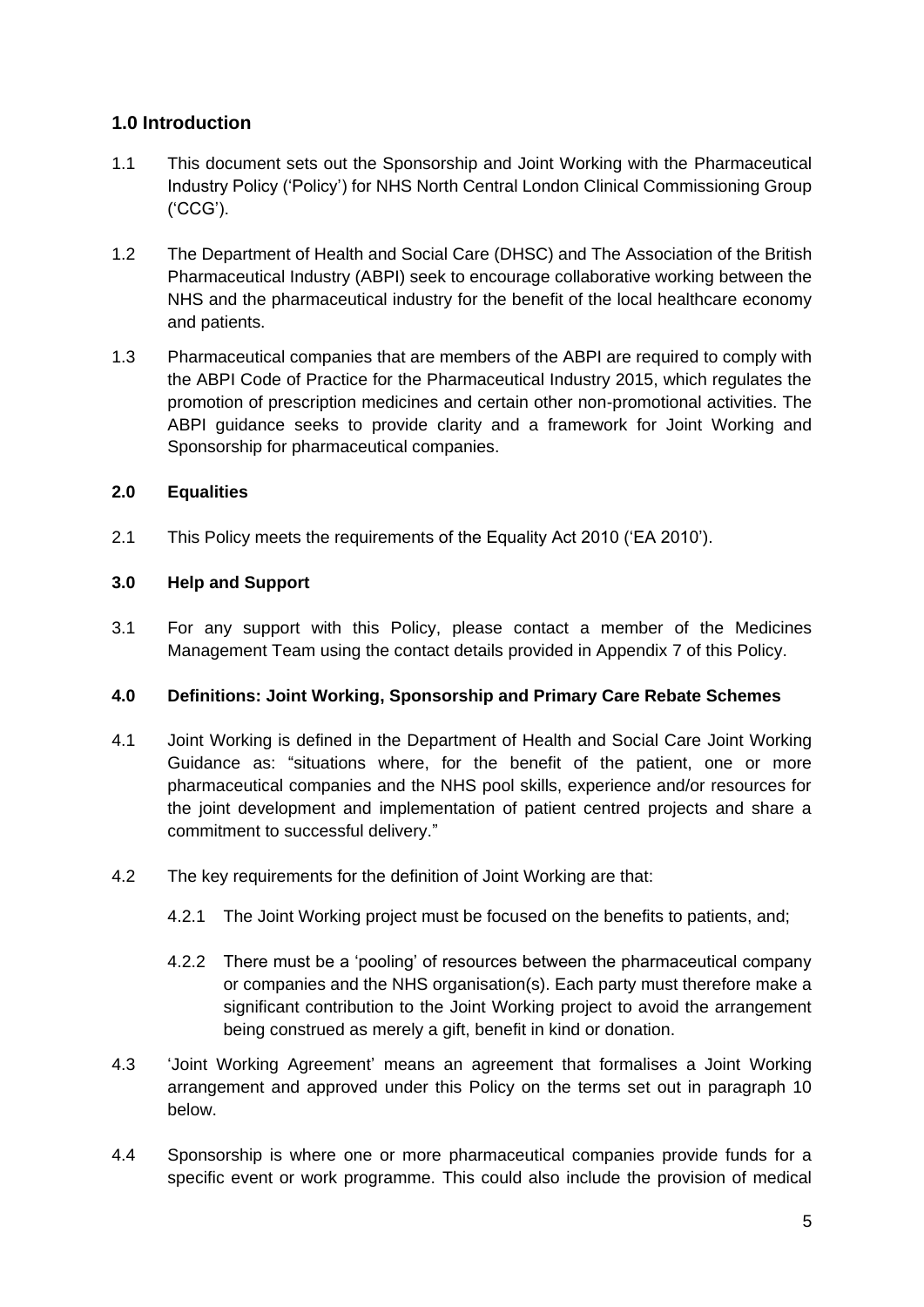## 1.0 Introduction

1.1 This document sets out the Sponsorship and Joint Working with the Pharmaceutical Industry Policy ('Policy') for NHS North Central London Clinical Commissioning Group ('CCG').

1.2 The Department of Health and Social Care (DHSC) and The Association of the British Pharmaceutical Industry (ABPI) seek to encourage collaborative working between the NHS and the pharmaceutical industry for the benefit of the local healthcare economy and patients.

1.3 Pharmaceutical companies that are members of the ABPI are required to comply with the ABPI Code of Practice for the Pharmaceutical Industry 2015, which regulates the promotion of prescription medicines and certain other non-promotional activities. The ABPI guidance seeks to provide clarity and a framework for Joint Working and Sponsorship for pharmaceutical companies.

### 2.0 Equalities

2.1 This Policy meets the requirements of the Equality Act 2010 ('EA 2010').

### 3.0 Help and Support

3.1 For any support with this Policy, please contact a member of the Medicines Management Team using the contact details provided in Appendix 7 of this Policy.

### 4.0 Definitions: Joint Working, Sponsorship and Primary Care Rebate Schemes

4.1 Joint Working is defined in the Department of Health and Social Care Joint Working Guidance as: "situations where, for the benefit of the patient, one or more pharmaceutical companies and the NHS pool skills, experience and/or resources for the joint development and implementation of patient centred projects and share a commitment to successful delivery."

4.2 The key requirements for the definition of Joint Working are that:

4.2.1 The Joint Working project must be focused on the benefits to patients, and;

4.2.2 There must be a 'pooling' of resources between the pharmaceutical company or companies and the NHS organisation(s). Each party must therefore make a significant contribution to the Joint Working project to avoid the arrangement being construed as merely a gift, benefit in kind or donation.

4.3 'Joint Working Agreement' means an agreement that formalises a Joint Working arrangement and approved under this Policy on the terms set out in paragraph 10 below.

4.4 Sponsorship is where one or more pharmaceutical companies provide funds for a specific event or work programme. This could also include the provision of medical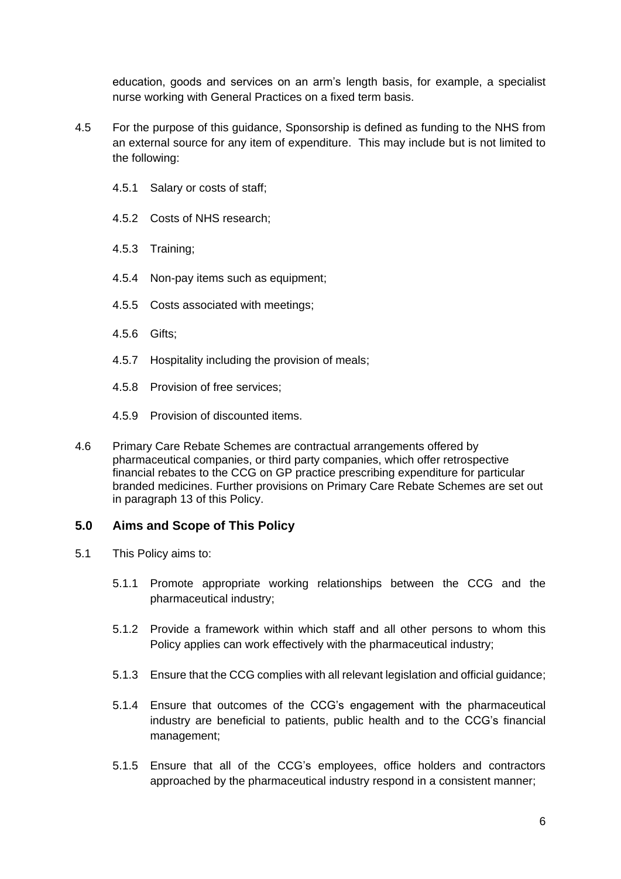education, goods and services on an arm's length basis, for example, a specialist nurse working with General Practices on a fixed term basis.

4.5 For the purpose of this guidance, Sponsorship is defined as funding to the NHS from an external source for any item of expenditure. This may include but is not limited to the following:

4.5.1 Salary or costs of staff;

4.5.2 Costs of NHS research;

4.5.3 Training;

4.5.4 Non-pay items such as equipment;

4.5.5 Costs associated with meetings;

4.5.6 Gifts;

4.5.7 Hospitality including the provision of meals;

4.5.8 Provision of free services;

4.5.9 Provision of discounted items.

4.6 Primary Care Rebate Schemes are contractual arrangements offered by pharmaceutical companies, or third party companies, which offer retrospective financial rebates to the CCG on GP practice prescribing expenditure for particular branded medicines. Further provisions on Primary Care Rebate Schemes are set out in paragraph 13 of this Policy.

## 5.0 Aims and Scope of This Policy

5.1 This Policy aims to:

5.1.1 Promote appropriate working relationships between the CCG and the pharmaceutical industry;

5.1.2 Provide a framework within which staff and all other persons to whom this Policy applies can work effectively with the pharmaceutical industry;

5.1.3 Ensure that the CCG complies with all relevant legislation and official guidance;

5.1.4 Ensure that outcomes of the CCG's engagement with the pharmaceutical industry are beneficial to patients, public health and to the CCG's financial management;

5.1.5 Ensure that all of the CCG's employees, office holders and contractors approached by the pharmaceutical industry respond in a consistent manner;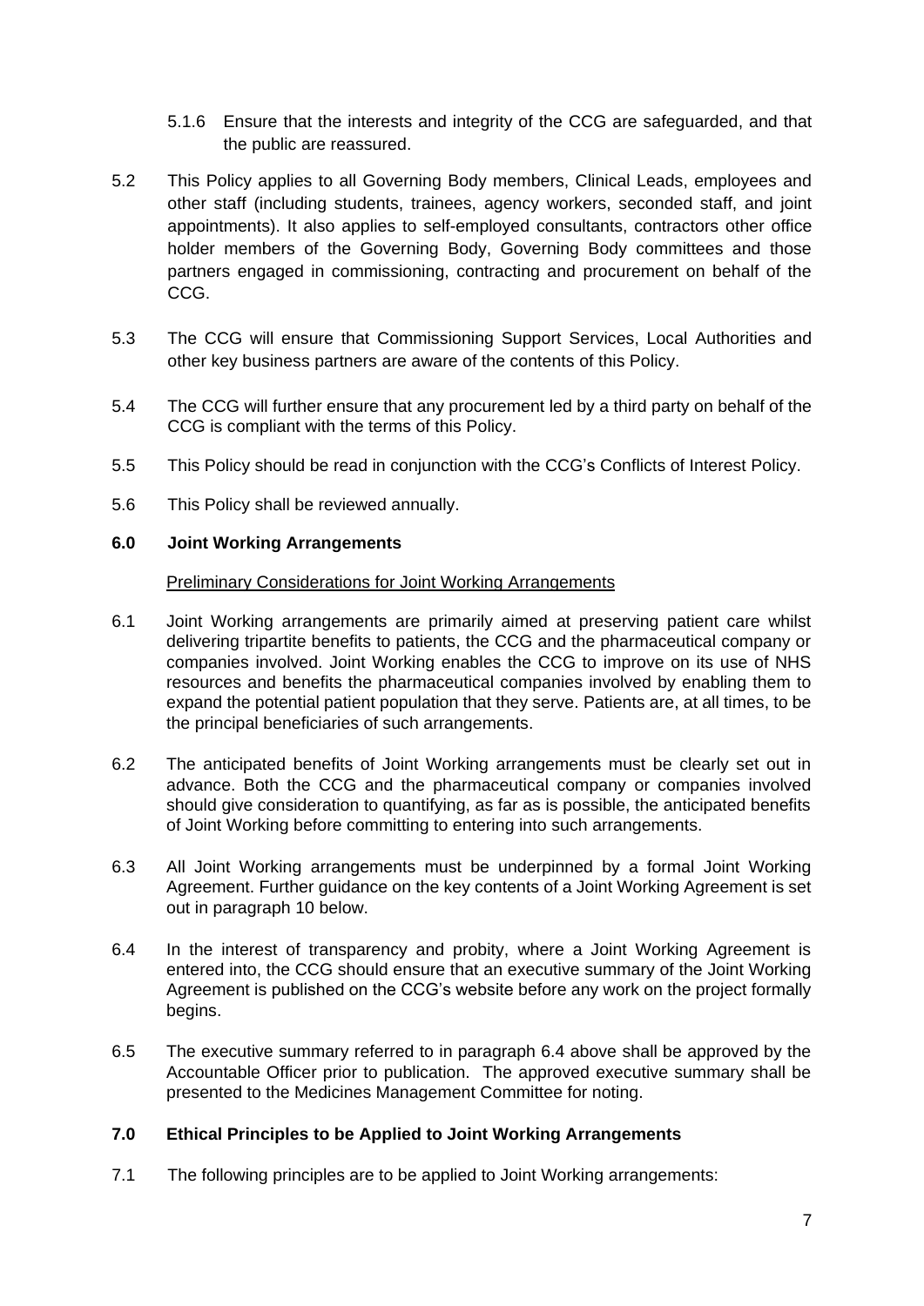5.1.6 Ensure that the interests and integrity of the CCG are safeguarded, and that the public are reassured.

5.2 This Policy applies to all Governing Body members, Clinical Leads, employees and other staff (including students, trainees, agency workers, seconded staff, and joint appointments). It also applies to self-employed consultants, contractors other office holder members of the Governing Body, Governing Body committees and those partners engaged in commissioning, contracting and procurement on behalf of the CCG.

5.3 The CCG will ensure that Commissioning Support Services, Local Authorities and other key business partners are aware of the contents of this Policy.

5.4 The CCG will further ensure that any procurement led by a third party on behalf of the CCG is compliant with the terms of this Policy.

5.5 This Policy should be read in conjunction with the CCG's Conflicts of Interest Policy.

5.6 This Policy shall be reviewed annually.

## 6.0 Joint Working Arrangements

Preliminary Considerations for Joint Working Arrangements

6.1 Joint Working arrangements are primarily aimed at preserving patient care whilst delivering tripartite benefits to patients, the CCG and the pharmaceutical company or companies involved. Joint Working enables the CCG to improve on its use of NHS resources and benefits the pharmaceutical companies involved by enabling them to expand the potential patient population that they serve. Patients are, at all times, to be the principal beneficiaries of such arrangements.

6.2 The anticipated benefits of Joint Working arrangements must be clearly set out in advance. Both the CCG and the pharmaceutical company or companies involved should give consideration to quantifying, as far as is possible, the anticipated benefits of Joint Working before committing to entering into such arrangements.

6.3 All Joint Working arrangements must be underpinned by a formal Joint Working Agreement. Further guidance on the key contents of a Joint Working Agreement is set out in paragraph 10 below.

6.4 In the interest of transparency and probity, where a Joint Working Agreement is entered into, the CCG should ensure that an executive summary of the Joint Working Agreement is published on the CCG's website before any work on the project formally begins.

6.5 The executive summary referred to in paragraph 6.4 above shall be approved by the Accountable Officer prior to publication. The approved executive summary shall be presented to the Medicines Management Committee for noting.

## 7.0 Ethical Principles to be Applied to Joint Working Arrangements

7.1 The following principles are to be applied to Joint Working arrangements: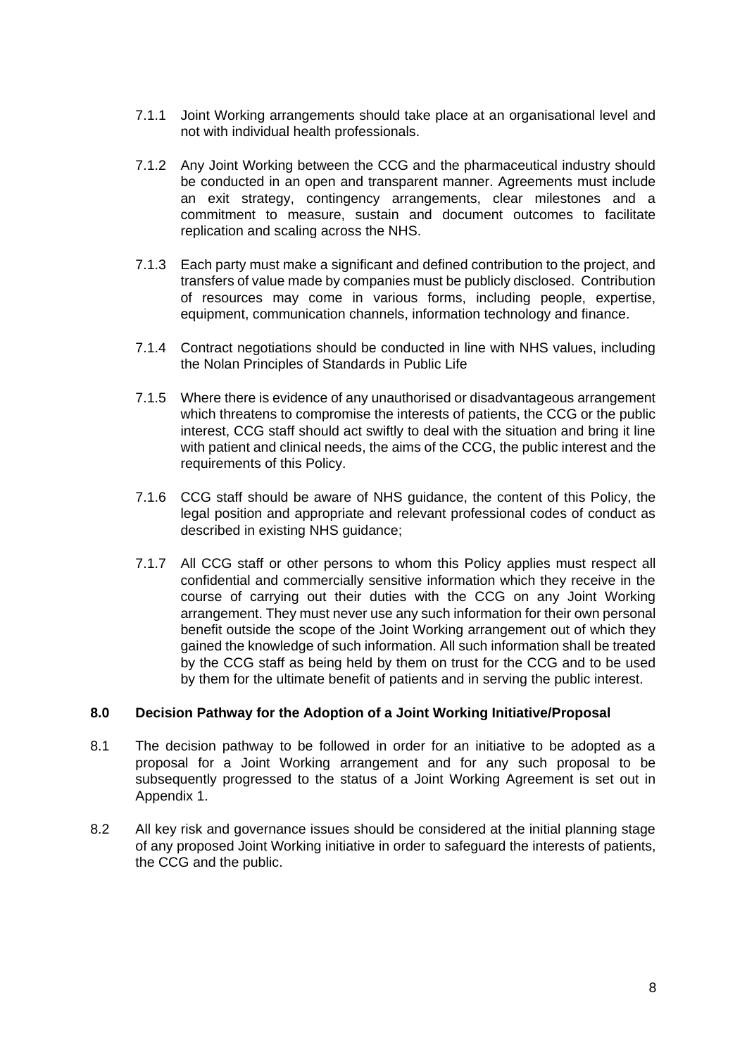7.1.1 Joint Working arrangements should take place at an organisational level and not with individual health professionals.

7.1.2 Any Joint Working between the CCG and the pharmaceutical industry should be conducted in an open and transparent manner. Agreements must include an exit strategy, contingency arrangements, clear milestones and a commitment to measure, sustain and document outcomes to facilitate replication and scaling across the NHS.

7.1.3 Each party must make a significant and defined contribution to the project, and transfers of value made by companies must be publicly disclosed. Contribution of resources may come in various forms, including people, expertise, equipment, communication channels, information technology and finance.

7.1.4 Contract negotiations should be conducted in line with NHS values, including the Nolan Principles of Standards in Public Life

7.1.5 Where there is evidence of any unauthorised or disadvantageous arrangement which threatens to compromise the interests of patients, the CCG or the public interest, CCG staff should act swiftly to deal with the situation and bring it line with patient and clinical needs, the aims of the CCG, the public interest and the requirements of this Policy.

7.1.6 CCG staff should be aware of NHS guidance, the content of this Policy, the legal position and appropriate and relevant professional codes of conduct as described in existing NHS guidance;

7.1.7 All CCG staff or other persons to whom this Policy applies must respect all confidential and commercially sensitive information which they receive in the course of carrying out their duties with the CCG on any Joint Working arrangement. They must never use any such information for their own personal benefit outside the scope of the Joint Working arrangement out of which they gained the knowledge of such information. All such information shall be treated by the CCG staff as being held by them on trust for the CCG and to be used by them for the ultimate benefit of patients and in serving the public interest.

## 8.0 Decision Pathway for the Adoption of a Joint Working Initiative/Proposal

8.1 The decision pathway to be followed in order for an initiative to be adopted as a proposal for a Joint Working arrangement and for any such proposal to be subsequently progressed to the status of a Joint Working Agreement is set out in Appendix 1.

8.2 All key risk and governance issues should be considered at the initial planning stage of any proposed Joint Working initiative in order to safeguard the interests of patients, the CCG and the public.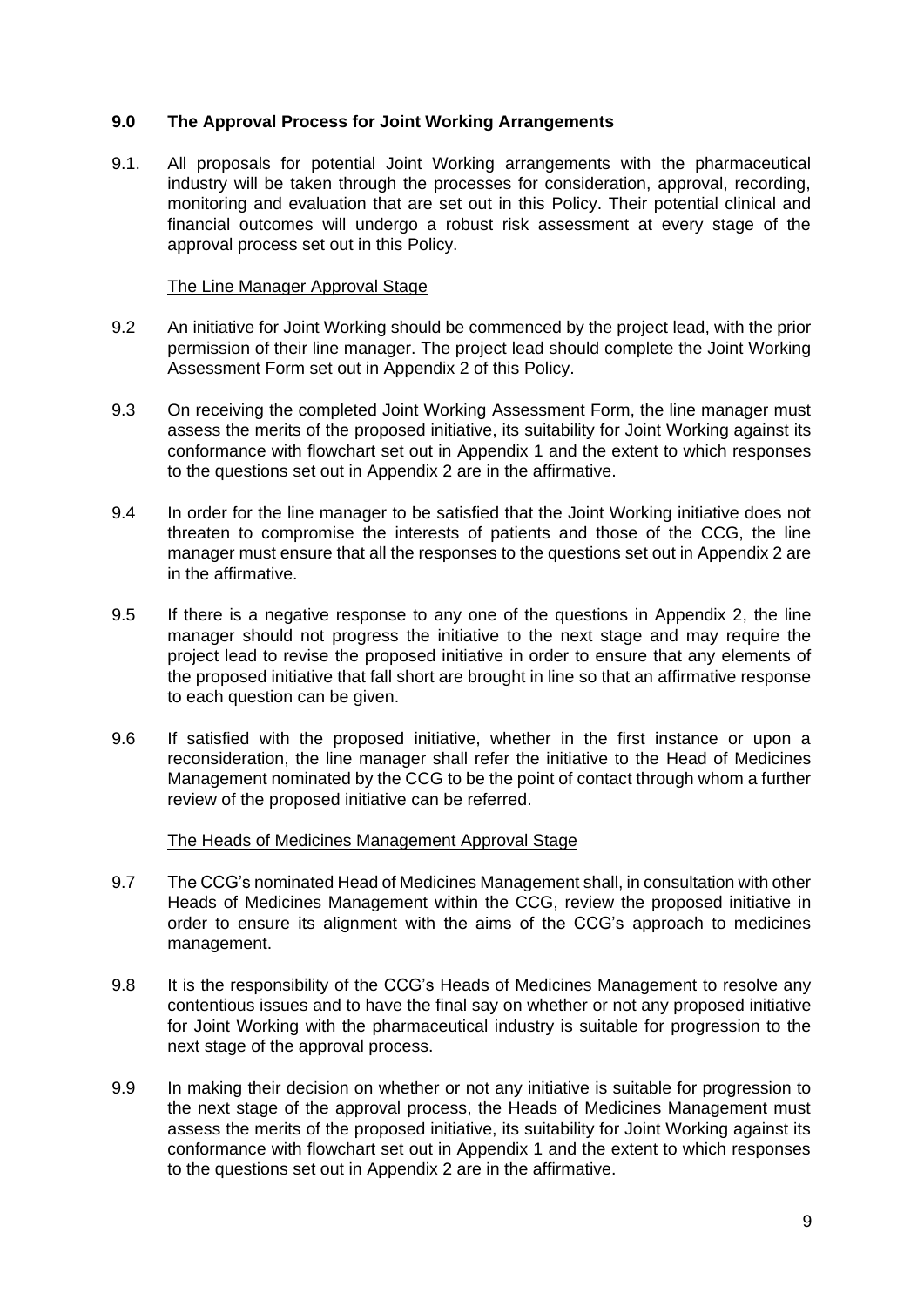## 9.0 The Approval Process for Joint Working Arrangements

9.1. All proposals for potential Joint Working arrangements with the pharmaceutical industry will be taken through the processes for consideration, approval, recording, monitoring and evaluation that are set out in this Policy. Their potential clinical and financial outcomes will undergo a robust risk assessment at every stage of the approval process set out in this Policy.

The Line Manager Approval Stage

9.2 An initiative for Joint Working should be commenced by the project lead, with the prior permission of their line manager. The project lead should complete the Joint Working Assessment Form set out in Appendix 2 of this Policy.

9.3 On receiving the completed Joint Working Assessment Form, the line manager must assess the merits of the proposed initiative, its suitability for Joint Working against its conformance with flowchart set out in Appendix 1 and the extent to which responses to the questions set out in Appendix 2 are in the affirmative.

9.4 In order for the line manager to be satisfied that the Joint Working initiative does not threaten to compromise the interests of patients and those of the CCG, the line manager must ensure that all the responses to the questions set out in Appendix 2 are in the affirmative.

9.5 If there is a negative response to any one of the questions in Appendix 2, the line manager should not progress the initiative to the next stage and may require the project lead to revise the proposed initiative in order to ensure that any elements of the proposed initiative that fall short are brought in line so that an affirmative response to each question can be given.

9.6 If satisfied with the proposed initiative, whether in the first instance or upon a reconsideration, the line manager shall refer the initiative to the Head of Medicines Management nominated by the CCG to be the point of contact through whom a further review of the proposed initiative can be referred.

The Heads of Medicines Management Approval Stage

9.7 The CCG's nominated Head of Medicines Management shall, in consultation with other Heads of Medicines Management within the CCG, review the proposed initiative in order to ensure its alignment with the aims of the CCG's approach to medicines management.

9.8 It is the responsibility of the CCG's Heads of Medicines Management to resolve any contentious issues and to have the final say on whether or not any proposed initiative for Joint Working with the pharmaceutical industry is suitable for progression to the next stage of the approval process.

9.9 In making their decision on whether or not any initiative is suitable for progression to the next stage of the approval process, the Heads of Medicines Management must assess the merits of the proposed initiative, its suitability for Joint Working against its conformance with flowchart set out in Appendix 1 and the extent to which responses to the questions set out in Appendix 2 are in the affirmative.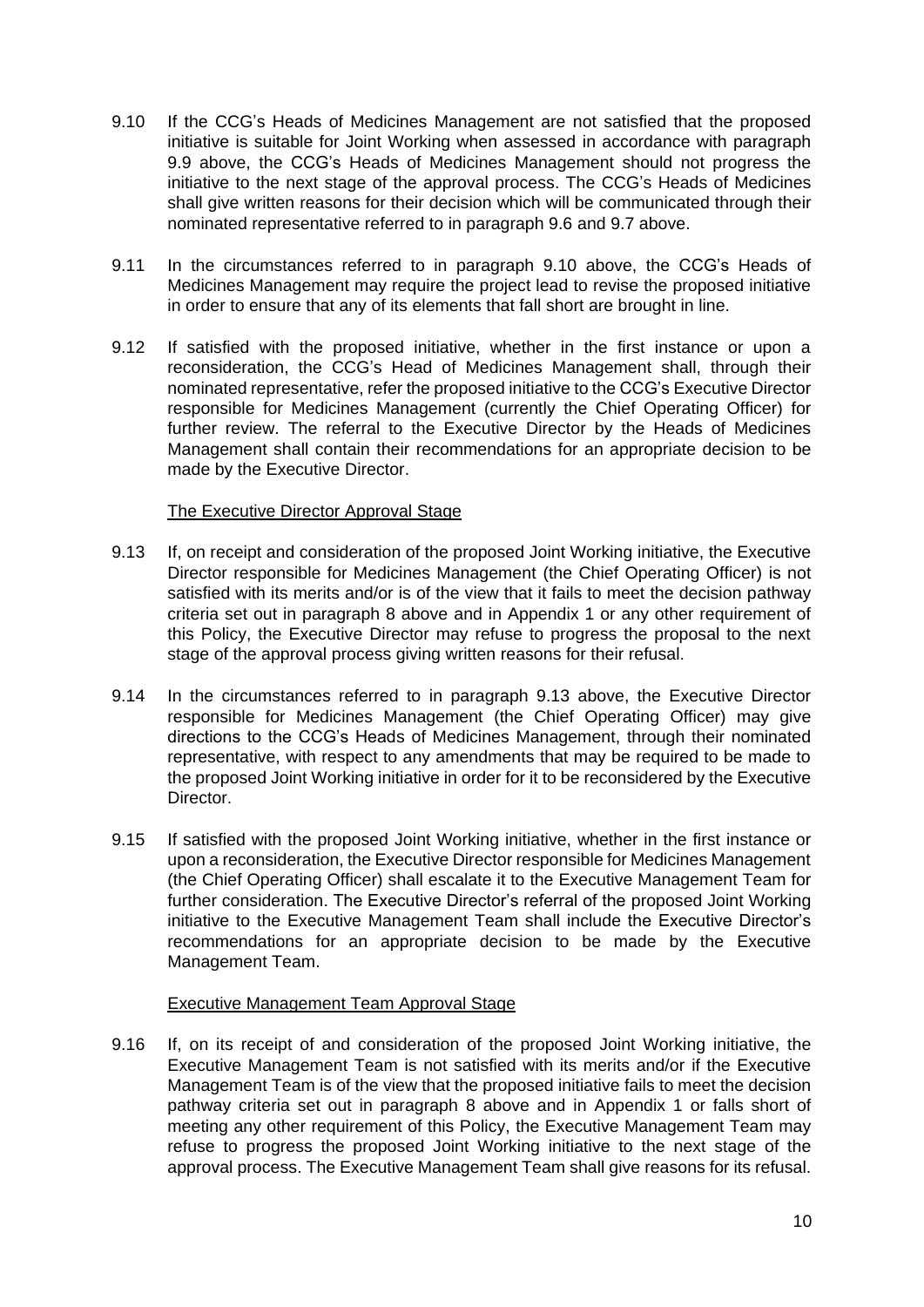9.10 If the CCG's Heads of Medicines Management are not satisfied that the proposed initiative is suitable for Joint Working when assessed in accordance with paragraph 9.9 above, the CCG's Heads of Medicines Management should not progress the initiative to the next stage of the approval process. The CCG's Heads of Medicines shall give written reasons for their decision which will be communicated through their nominated representative referred to in paragraph 9.6 and 9.7 above.

9.11 In the circumstances referred to in paragraph 9.10 above, the CCG's Heads of Medicines Management may require the project lead to revise the proposed initiative in order to ensure that any of its elements that fall short are brought in line.

9.12 If satisfied with the proposed initiative, whether in the first instance or upon a reconsideration, the CCG's Head of Medicines Management shall, through their nominated representative, refer the proposed initiative to the CCG's Executive Director responsible for Medicines Management (currently the Chief Operating Officer) for further review. The referral to the Executive Director by the Heads of Medicines Management shall contain their recommendations for an appropriate decision to be made by the Executive Director.

<u>The Executive Director Approval Stage</u>

9.13 If, on receipt and consideration of the proposed Joint Working initiative, the Executive Director responsible for Medicines Management (the Chief Operating Officer) is not satisfied with its merits and/or is of the view that it fails to meet the decision pathway criteria set out in paragraph 8 above and in Appendix 1 or any other requirement of this Policy, the Executive Director may refuse to progress the proposal to the next stage of the approval process giving written reasons for their refusal.

9.14 In the circumstances referred to in paragraph 9.13 above, the Executive Director responsible for Medicines Management (the Chief Operating Officer) may give directions to the CCG's Heads of Medicines Management, through their nominated representative, with respect to any amendments that may be required to be made to the proposed Joint Working initiative in order for it to be reconsidered by the Executive Director.

9.15 If satisfied with the proposed Joint Working initiative, whether in the first instance or upon a reconsideration, the Executive Director responsible for Medicines Management (the Chief Operating Officer) shall escalate it to the Executive Management Team for further consideration. The Executive Director's referral of the proposed Joint Working initiative to the Executive Management Team shall include the Executive Director's recommendations for an appropriate decision to be made by the Executive Management Team.

<u>Executive Management Team Approval Stage</u>

9.16 If, on its receipt of and consideration of the proposed Joint Working initiative, the Executive Management Team is not satisfied with its merits and/or if the Executive Management Team is of the view that the proposed initiative fails to meet the decision pathway criteria set out in paragraph 8 above and in Appendix 1 or falls short of meeting any other requirement of this Policy, the Executive Management Team may refuse to progress the proposed Joint Working initiative to the next stage of the approval process. The Executive Management Team shall give reasons for its refusal.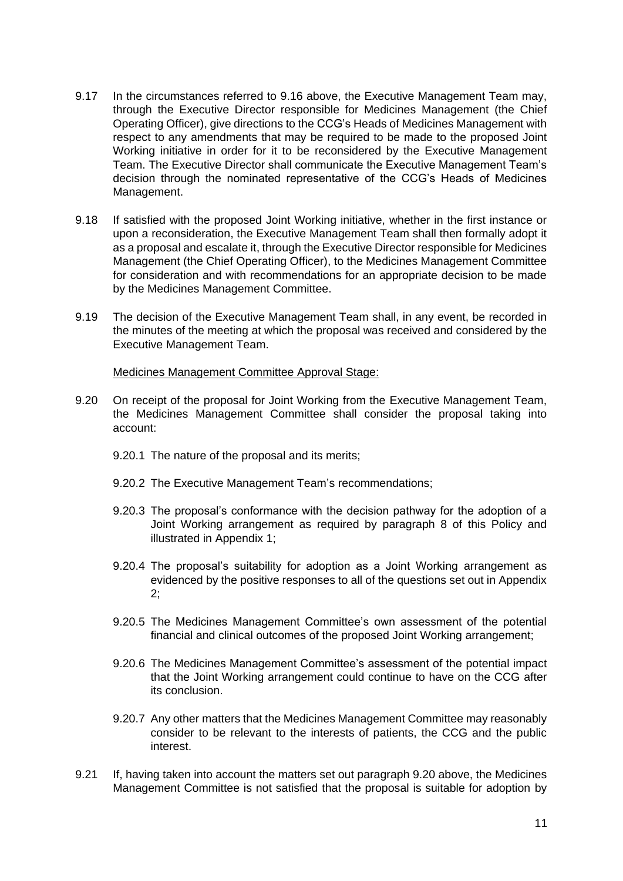9.17 In the circumstances referred to 9.16 above, the Executive Management Team may, through the Executive Director responsible for Medicines Management (the Chief Operating Officer), give directions to the CCG's Heads of Medicines Management with respect to any amendments that may be required to be made to the proposed Joint Working initiative in order for it to be reconsidered by the Executive Management Team. The Executive Director shall communicate the Executive Management Team's decision through the nominated representative of the CCG's Heads of Medicines Management.

9.18 If satisfied with the proposed Joint Working initiative, whether in the first instance or upon a reconsideration, the Executive Management Team shall then formally adopt it as a proposal and escalate it, through the Executive Director responsible for Medicines Management (the Chief Operating Officer), to the Medicines Management Committee for consideration and with recommendations for an appropriate decision to be made by the Medicines Management Committee.

9.19 The decision of the Executive Management Team shall, in any event, be recorded in the minutes of the meeting at which the proposal was received and considered by the Executive Management Team.

Medicines Management Committee Approval Stage:

9.20 On receipt of the proposal for Joint Working from the Executive Management Team, the Medicines Management Committee shall consider the proposal taking into account:

9.20.1 The nature of the proposal and its merits;

9.20.2 The Executive Management Team's recommendations;

9.20.3 The proposal's conformance with the decision pathway for the adoption of a Joint Working arrangement as required by paragraph 8 of this Policy and illustrated in Appendix 1;

9.20.4 The proposal's suitability for adoption as a Joint Working arrangement as evidenced by the positive responses to all of the questions set out in Appendix 2;

9.20.5 The Medicines Management Committee's own assessment of the potential financial and clinical outcomes of the proposed Joint Working arrangement;

9.20.6 The Medicines Management Committee's assessment of the potential impact that the Joint Working arrangement could continue to have on the CCG after its conclusion.

9.20.7 Any other matters that the Medicines Management Committee may reasonably consider to be relevant to the interests of patients, the CCG and the public interest.

9.21 If, having taken into account the matters set out paragraph 9.20 above, the Medicines Management Committee is not satisfied that the proposal is suitable for adoption by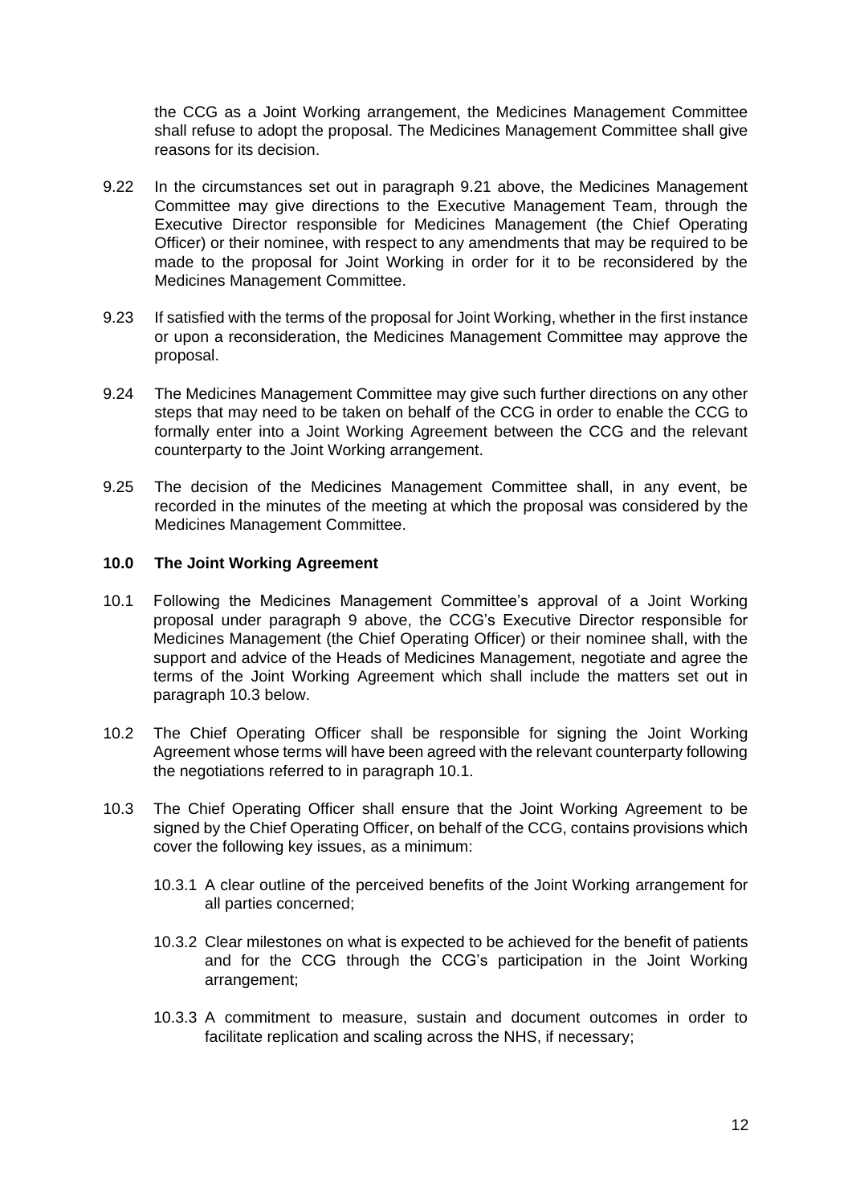the CCG as a Joint Working arrangement, the Medicines Management Committee shall refuse to adopt the proposal. The Medicines Management Committee shall give reasons for its decision.

9.22 In the circumstances set out in paragraph 9.21 above, the Medicines Management Committee may give directions to the Executive Management Team, through the Executive Director responsible for Medicines Management (the Chief Operating Officer) or their nominee, with respect to any amendments that may be required to be made to the proposal for Joint Working in order for it to be reconsidered by the Medicines Management Committee.

9.23 If satisfied with the terms of the proposal for Joint Working, whether in the first instance or upon a reconsideration, the Medicines Management Committee may approve the proposal.

9.24 The Medicines Management Committee may give such further directions on any other steps that may need to be taken on behalf of the CCG in order to enable the CCG to formally enter into a Joint Working Agreement between the CCG and the relevant counterparty to the Joint Working arrangement.

9.25 The decision of the Medicines Management Committee shall, in any event, be recorded in the minutes of the meeting at which the proposal was considered by the Medicines Management Committee.

## 10.0 The Joint Working Agreement

10.1 Following the Medicines Management Committee's approval of a Joint Working proposal under paragraph 9 above, the CCG's Executive Director responsible for Medicines Management (the Chief Operating Officer) or their nominee shall, with the support and advice of the Heads of Medicines Management, negotiate and agree the terms of the Joint Working Agreement which shall include the matters set out in paragraph 10.3 below.

10.2 The Chief Operating Officer shall be responsible for signing the Joint Working Agreement whose terms will have been agreed with the relevant counterparty following the negotiations referred to in paragraph 10.1.

10.3 The Chief Operating Officer shall ensure that the Joint Working Agreement to be signed by the Chief Operating Officer, on behalf of the CCG, contains provisions which cover the following key issues, as a minimum:

10.3.1 A clear outline of the perceived benefits of the Joint Working arrangement for all parties concerned;

10.3.2 Clear milestones on what is expected to be achieved for the benefit of patients and for the CCG through the CCG's participation in the Joint Working arrangement;

10.3.3 A commitment to measure, sustain and document outcomes in order to facilitate replication and scaling across the NHS, if necessary;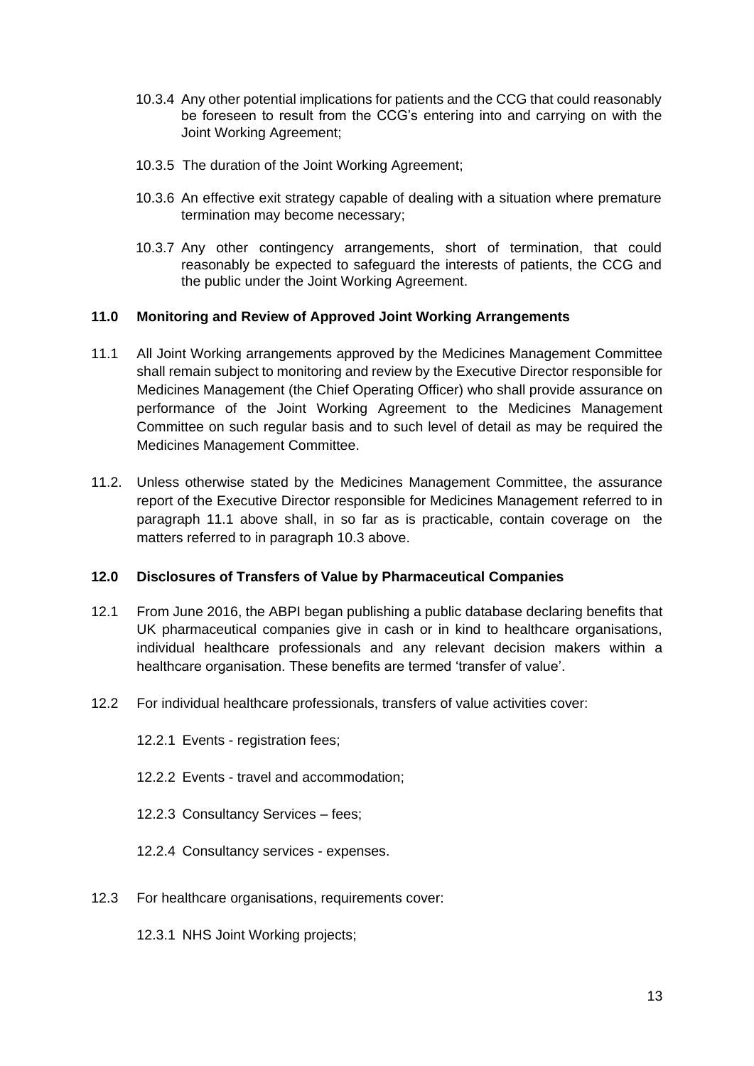10.3.4 Any other potential implications for patients and the CCG that could reasonably be foreseen to result from the CCG's entering into and carrying on with the Joint Working Agreement;

10.3.5 The duration of the Joint Working Agreement;

10.3.6 An effective exit strategy capable of dealing with a situation where premature termination may become necessary;

10.3.7 Any other contingency arrangements, short of termination, that could reasonably be expected to safeguard the interests of patients, the CCG and the public under the Joint Working Agreement.

## 11.0 Monitoring and Review of Approved Joint Working Arrangements

11.1 All Joint Working arrangements approved by the Medicines Management Committee shall remain subject to monitoring and review by the Executive Director responsible for Medicines Management (the Chief Operating Officer) who shall provide assurance on performance of the Joint Working Agreement to the Medicines Management Committee on such regular basis and to such level of detail as may be required the Medicines Management Committee.

11.2. Unless otherwise stated by the Medicines Management Committee, the assurance report of the Executive Director responsible for Medicines Management referred to in paragraph 11.1 above shall, in so far as is practicable, contain coverage on the matters referred to in paragraph 10.3 above.

## 12.0 Disclosures of Transfers of Value by Pharmaceutical Companies

12.1 From June 2016, the ABPI began publishing a public database declaring benefits that UK pharmaceutical companies give in cash or in kind to healthcare organisations, individual healthcare professionals and any relevant decision makers within a healthcare organisation. These benefits are termed 'transfer of value'.

12.2 For individual healthcare professionals, transfers of value activities cover:

12.2.1 Events - registration fees;

12.2.2 Events - travel and accommodation;

12.2.3 Consultancy Services – fees;

12.2.4 Consultancy services - expenses.

12.3 For healthcare organisations, requirements cover:

12.3.1 NHS Joint Working projects;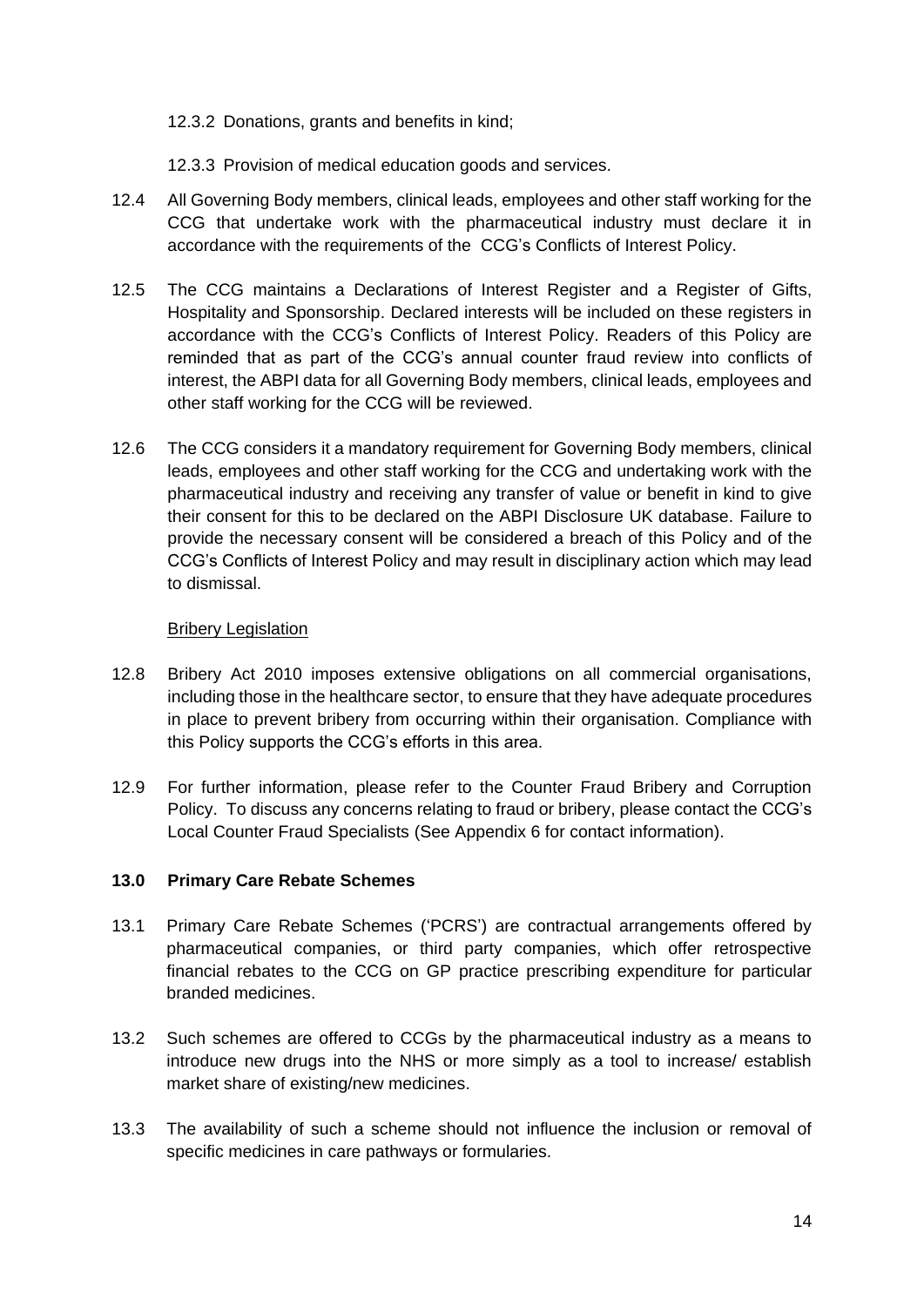12.3.2 Donations, grants and benefits in kind;

12.3.3 Provision of medical education goods and services.

12.4 All Governing Body members, clinical leads, employees and other staff working for the CCG that undertake work with the pharmaceutical industry must declare it in accordance with the requirements of the CCG's Conflicts of Interest Policy.

12.5 The CCG maintains a Declarations of Interest Register and a Register of Gifts, Hospitality and Sponsorship. Declared interests will be included on these registers in accordance with the CCG's Conflicts of Interest Policy. Readers of this Policy are reminded that as part of the CCG's annual counter fraud review into conflicts of interest, the ABPI data for all Governing Body members, clinical leads, employees and other staff working for the CCG will be reviewed.

12.6 The CCG considers it a mandatory requirement for Governing Body members, clinical leads, employees and other staff working for the CCG and undertaking work with the pharmaceutical industry and receiving any transfer of value or benefit in kind to give their consent for this to be declared on the ABPI Disclosure UK database. Failure to provide the necessary consent will be considered a breach of this Policy and of the CCG's Conflicts of Interest Policy and may result in disciplinary action which may lead to dismissal.

<u>Bribery Legislation</u>

12.8 Bribery Act 2010 imposes extensive obligations on all commercial organisations, including those in the healthcare sector, to ensure that they have adequate procedures in place to prevent bribery from occurring within their organisation. Compliance with this Policy supports the CCG's efforts in this area.

12.9 For further information, please refer to the Counter Fraud Bribery and Corruption Policy. To discuss any concerns relating to fraud or bribery, please contact the CCG's Local Counter Fraud Specialists (See Appendix 6 for contact information).

## 13.0 Primary Care Rebate Schemes

13.1 Primary Care Rebate Schemes ('PCRS') are contractual arrangements offered by pharmaceutical companies, or third party companies, which offer retrospective financial rebates to the CCG on GP practice prescribing expenditure for particular branded medicines.

13.2 Such schemes are offered to CCGs by the pharmaceutical industry as a means to introduce new drugs into the NHS or more simply as a tool to increase/ establish market share of existing/new medicines.

13.3 The availability of such a scheme should not influence the inclusion or removal of specific medicines in care pathways or formularies.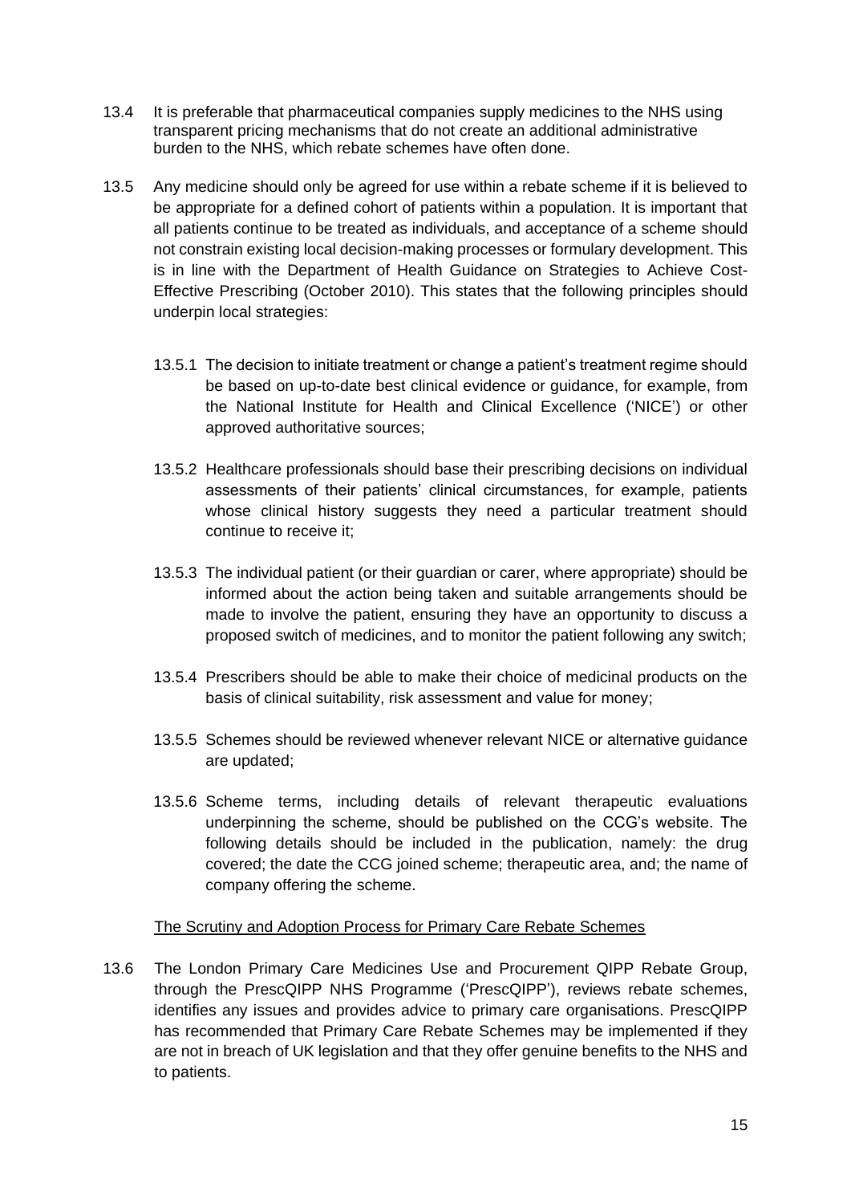13.4 It is preferable that pharmaceutical companies supply medicines to the NHS using transparent pricing mechanisms that do not create an additional administrative burden to the NHS, which rebate schemes have often done.

13.5 Any medicine should only be agreed for use within a rebate scheme if it is believed to be appropriate for a defined cohort of patients within a population. It is important that all patients continue to be treated as individuals, and acceptance of a scheme should not constrain existing local decision-making processes or formulary development. This is in line with the Department of Health Guidance on Strategies to Achieve Cost-Effective Prescribing (October 2010). This states that the following principles should underpin local strategies:

13.5.1 The decision to initiate treatment or change a patient's treatment regime should be based on up-to-date best clinical evidence or guidance, for example, from the National Institute for Health and Clinical Excellence ('NICE') or other approved authoritative sources;

13.5.2 Healthcare professionals should base their prescribing decisions on individual assessments of their patients' clinical circumstances, for example, patients whose clinical history suggests they need a particular treatment should continue to receive it;

13.5.3 The individual patient (or their guardian or carer, where appropriate) should be informed about the action being taken and suitable arrangements should be made to involve the patient, ensuring they have an opportunity to discuss a proposed switch of medicines, and to monitor the patient following any switch;

13.5.4 Prescribers should be able to make their choice of medicinal products on the basis of clinical suitability, risk assessment and value for money;

13.5.5 Schemes should be reviewed whenever relevant NICE or alternative guidance are updated;

13.5.6 Scheme terms, including details of relevant therapeutic evaluations underpinning the scheme, should be published on the CCG's website. The following details should be included in the publication, namely: the drug covered; the date the CCG joined scheme; therapeutic area, and; the name of company offering the scheme.

<u>The Scrutiny and Adoption Process for Primary Care Rebate Schemes</u>

13.6 The London Primary Care Medicines Use and Procurement QIPP Rebate Group, through the PrescQIPP NHS Programme ('PrescQIPP'), reviews rebate schemes, identifies any issues and provides advice to primary care organisations. PrescQIPP has recommended that Primary Care Rebate Schemes may be implemented if they are not in breach of UK legislation and that they offer genuine benefits to the NHS and to patients.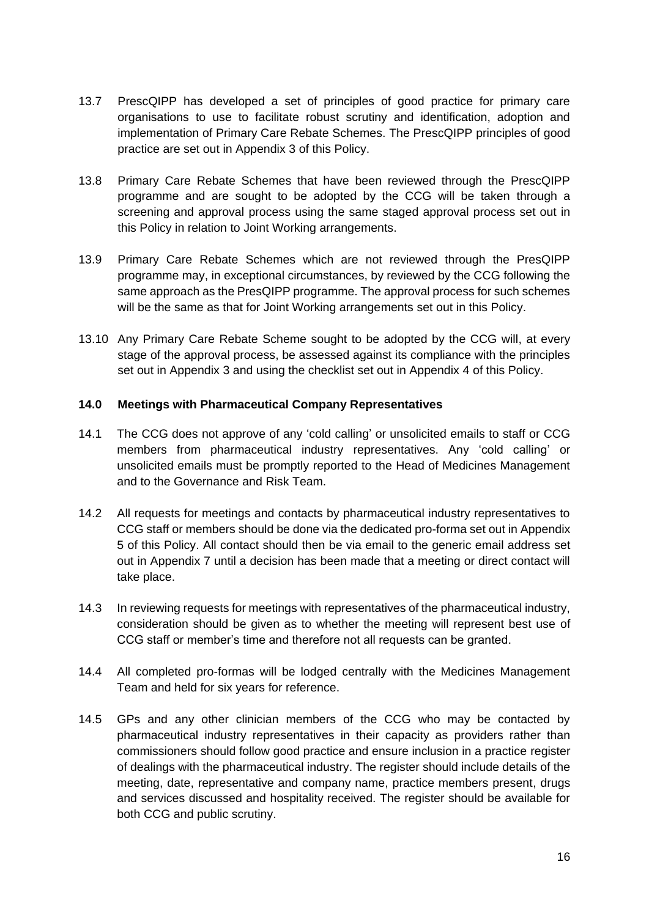13.7 PrescQIPP has developed a set of principles of good practice for primary care organisations to use to facilitate robust scrutiny and identification, adoption and implementation of Primary Care Rebate Schemes. The PrescQIPP principles of good practice are set out in Appendix 3 of this Policy.

13.8 Primary Care Rebate Schemes that have been reviewed through the PrescQIPP programme and are sought to be adopted by the CCG will be taken through a screening and approval process using the same staged approval process set out in this Policy in relation to Joint Working arrangements.

13.9 Primary Care Rebate Schemes which are not reviewed through the PresQIPP programme may, in exceptional circumstances, by reviewed by the CCG following the same approach as the PresQIPP programme. The approval process for such schemes will be the same as that for Joint Working arrangements set out in this Policy.

13.10 Any Primary Care Rebate Scheme sought to be adopted by the CCG will, at every stage of the approval process, be assessed against its compliance with the principles set out in Appendix 3 and using the checklist set out in Appendix 4 of this Policy.

## 14.0 Meetings with Pharmaceutical Company Representatives

14.1 The CCG does not approve of any 'cold calling' or unsolicited emails to staff or CCG members from pharmaceutical industry representatives. Any 'cold calling' or unsolicited emails must be promptly reported to the Head of Medicines Management and to the Governance and Risk Team.

14.2 All requests for meetings and contacts by pharmaceutical industry representatives to CCG staff or members should be done via the dedicated pro-forma set out in Appendix 5 of this Policy. All contact should then be via email to the generic email address set out in Appendix 7 until a decision has been made that a meeting or direct contact will take place.

14.3 In reviewing requests for meetings with representatives of the pharmaceutical industry, consideration should be given as to whether the meeting will represent best use of CCG staff or member's time and therefore not all requests can be granted.

14.4 All completed pro-formas will be lodged centrally with the Medicines Management Team and held for six years for reference.

14.5 GPs and any other clinician members of the CCG who may be contacted by pharmaceutical industry representatives in their capacity as providers rather than commissioners should follow good practice and ensure inclusion in a practice register of dealings with the pharmaceutical industry. The register should include details of the meeting, date, representative and company name, practice members present, drugs and services discussed and hospitality received. The register should be available for both CCG and public scrutiny.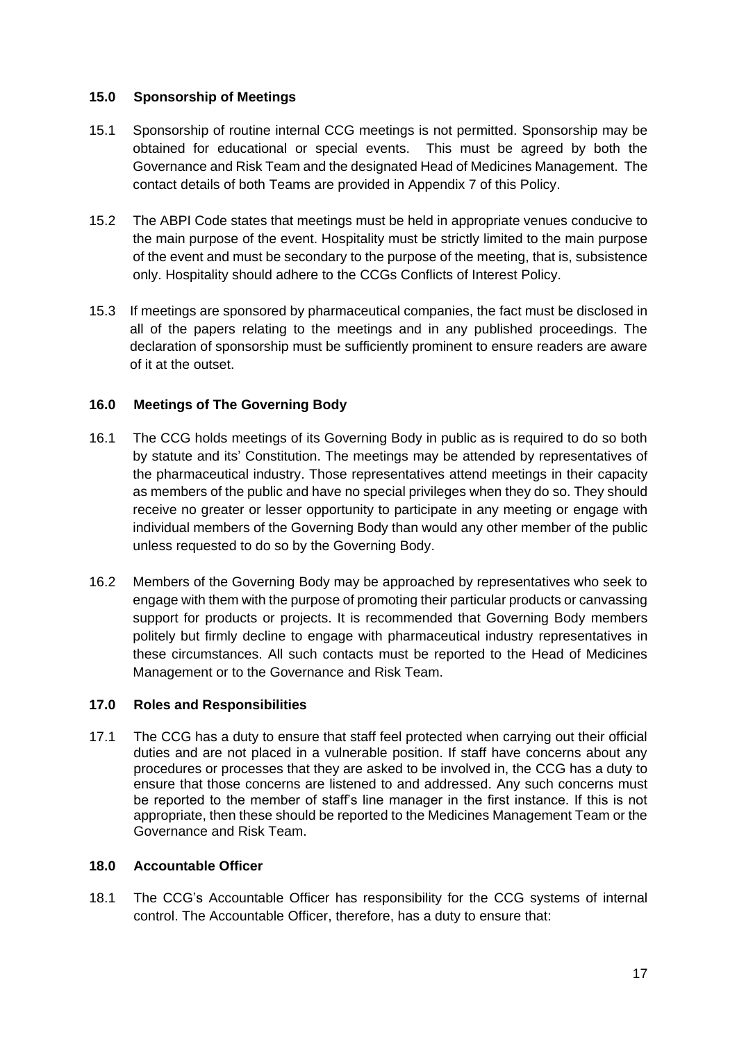## 15.0 Sponsorship of Meetings

15.1 Sponsorship of routine internal CCG meetings is not permitted. Sponsorship may be obtained for educational or special events. This must be agreed by both the Governance and Risk Team and the designated Head of Medicines Management. The contact details of both Teams are provided in Appendix 7 of this Policy.

15.2 The ABPI Code states that meetings must be held in appropriate venues conducive to the main purpose of the event. Hospitality must be strictly limited to the main purpose of the event and must be secondary to the purpose of the meeting, that is, subsistence only. Hospitality should adhere to the CCGs Conflicts of Interest Policy.

15.3 If meetings are sponsored by pharmaceutical companies, the fact must be disclosed in all of the papers relating to the meetings and in any published proceedings. The declaration of sponsorship must be sufficiently prominent to ensure readers are aware of it at the outset.

## 16.0 Meetings of The Governing Body

16.1 The CCG holds meetings of its Governing Body in public as is required to do so both by statute and its' Constitution. The meetings may be attended by representatives of the pharmaceutical industry. Those representatives attend meetings in their capacity as members of the public and have no special privileges when they do so. They should receive no greater or lesser opportunity to participate in any meeting or engage with individual members of the Governing Body than would any other member of the public unless requested to do so by the Governing Body.

16.2 Members of the Governing Body may be approached by representatives who seek to engage with them with the purpose of promoting their particular products or canvassing support for products or projects. It is recommended that Governing Body members politely but firmly decline to engage with pharmaceutical industry representatives in these circumstances. All such contacts must be reported to the Head of Medicines Management or to the Governance and Risk Team.

## 17.0 Roles and Responsibilities

17.1 The CCG has a duty to ensure that staff feel protected when carrying out their official duties and are not placed in a vulnerable position. If staff have concerns about any procedures or processes that they are asked to be involved in, the CCG has a duty to ensure that those concerns are listened to and addressed. Any such concerns must be reported to the member of staff's line manager in the first instance. If this is not appropriate, then these should be reported to the Medicines Management Team or the Governance and Risk Team.

## 18.0 Accountable Officer

18.1 The CCG's Accountable Officer has responsibility for the CCG systems of internal control. The Accountable Officer, therefore, has a duty to ensure that: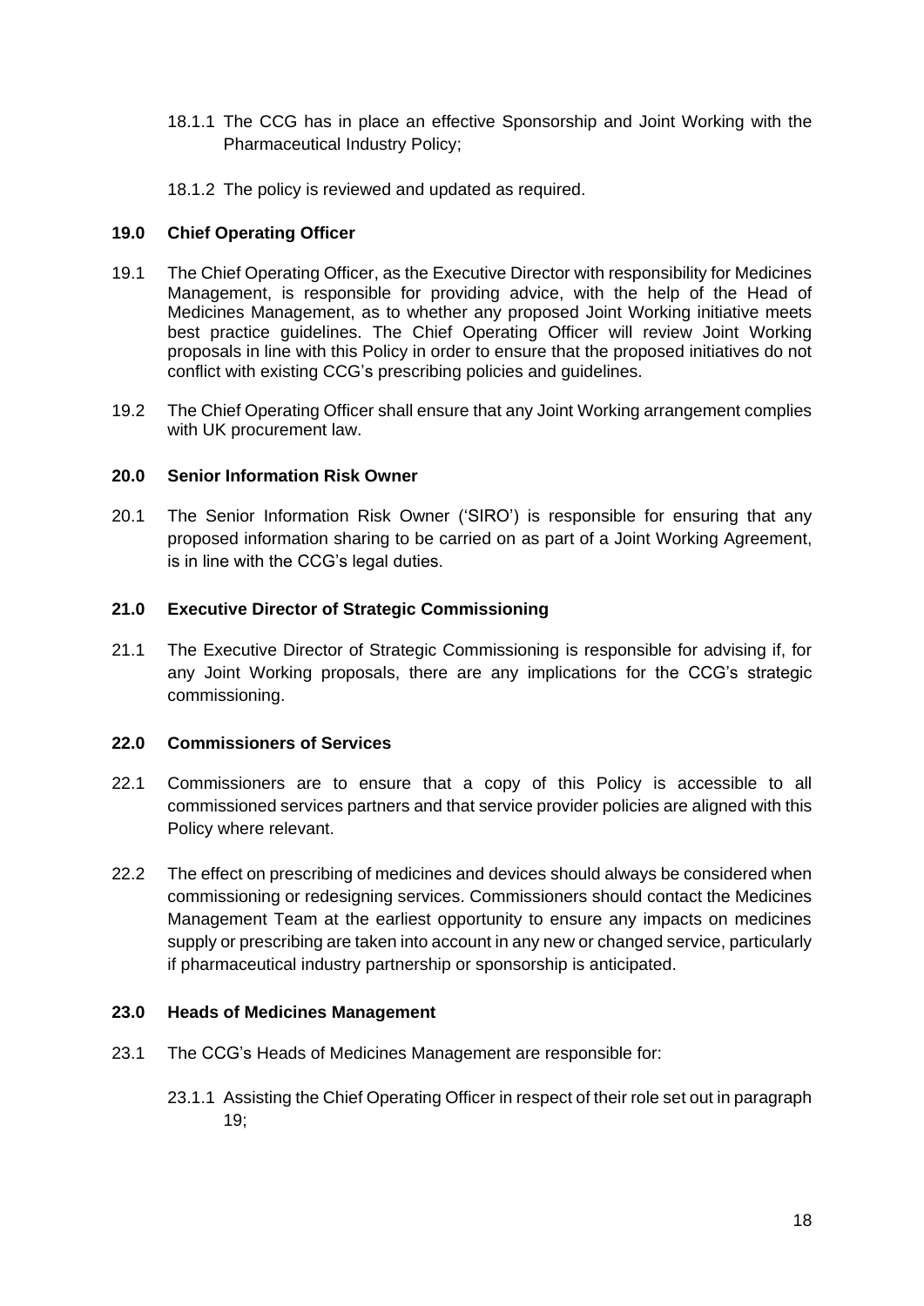18.1.1 The CCG has in place an effective Sponsorship and Joint Working with the Pharmaceutical Industry Policy;

18.1.2 The policy is reviewed and updated as required.

### 19.0 Chief Operating Officer

19.1 The Chief Operating Officer, as the Executive Director with responsibility for Medicines Management, is responsible for providing advice, with the help of the Head of Medicines Management, as to whether any proposed Joint Working initiative meets best practice guidelines. The Chief Operating Officer will review Joint Working proposals in line with this Policy in order to ensure that the proposed initiatives do not conflict with existing CCG's prescribing policies and guidelines.

19.2 The Chief Operating Officer shall ensure that any Joint Working arrangement complies with UK procurement law.

### 20.0 Senior Information Risk Owner

20.1 The Senior Information Risk Owner ('SIRO') is responsible for ensuring that any proposed information sharing to be carried on as part of a Joint Working Agreement, is in line with the CCG's legal duties.

### 21.0 Executive Director of Strategic Commissioning

21.1 The Executive Director of Strategic Commissioning is responsible for advising if, for any Joint Working proposals, there are any implications for the CCG's strategic commissioning.

### 22.0 Commissioners of Services

22.1 Commissioners are to ensure that a copy of this Policy is accessible to all commissioned services partners and that service provider policies are aligned with this Policy where relevant.

22.2 The effect on prescribing of medicines and devices should always be considered when commissioning or redesigning services. Commissioners should contact the Medicines Management Team at the earliest opportunity to ensure any impacts on medicines supply or prescribing are taken into account in any new or changed service, particularly if pharmaceutical industry partnership or sponsorship is anticipated.

### 23.0 Heads of Medicines Management

23.1 The CCG's Heads of Medicines Management are responsible for:

23.1.1 Assisting the Chief Operating Officer in respect of their role set out in paragraph 19;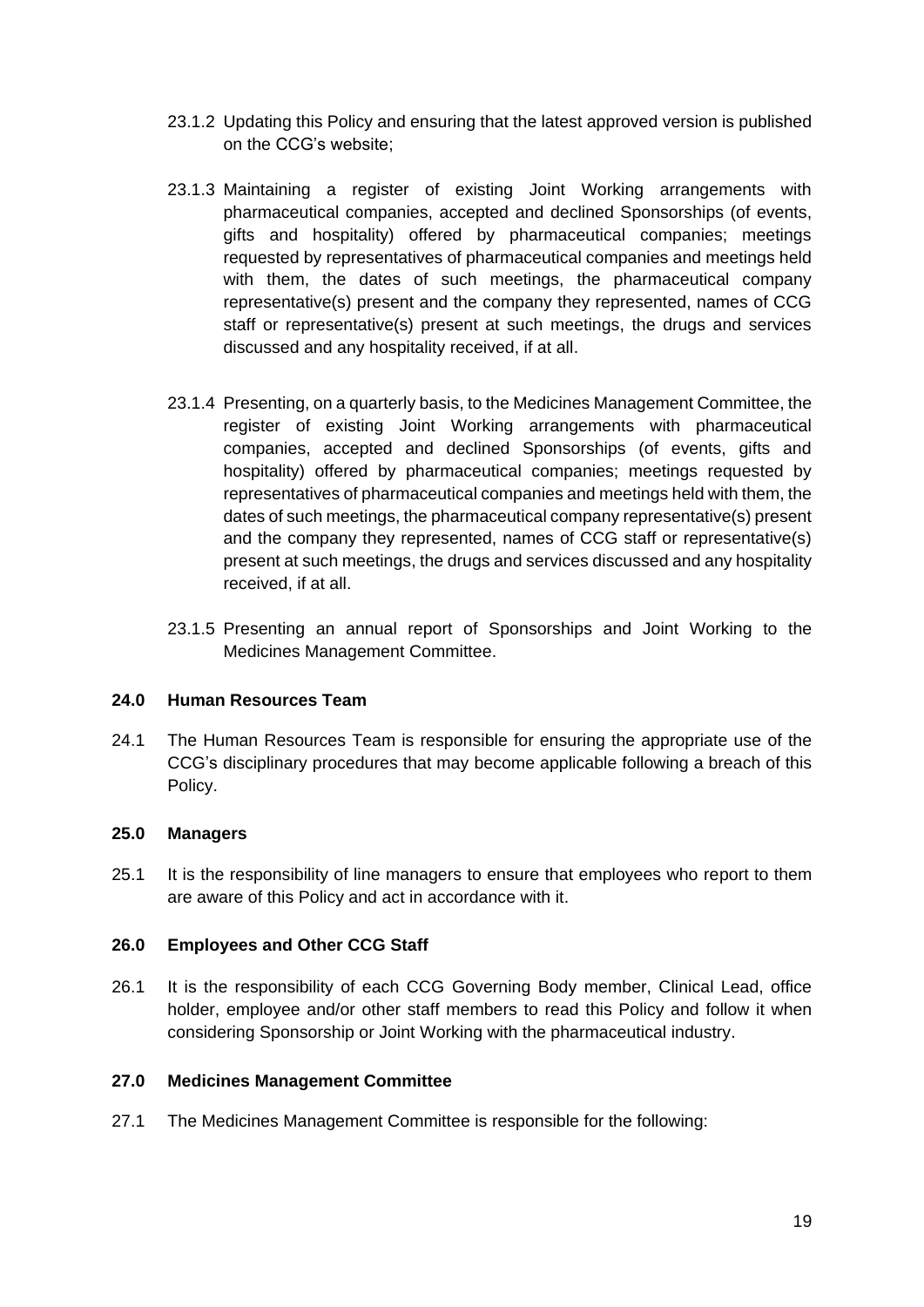23.1.2 Updating this Policy and ensuring that the latest approved version is published on the CCG's website;

23.1.3 Maintaining a register of existing Joint Working arrangements with pharmaceutical companies, accepted and declined Sponsorships (of events, gifts and hospitality) offered by pharmaceutical companies; meetings requested by representatives of pharmaceutical companies and meetings held with them, the dates of such meetings, the pharmaceutical company representative(s) present and the company they represented, names of CCG staff or representative(s) present at such meetings, the drugs and services discussed and any hospitality received, if at all.

23.1.4 Presenting, on a quarterly basis, to the Medicines Management Committee, the register of existing Joint Working arrangements with pharmaceutical companies, accepted and declined Sponsorships (of events, gifts and hospitality) offered by pharmaceutical companies; meetings requested by representatives of pharmaceutical companies and meetings held with them, the dates of such meetings, the pharmaceutical company representative(s) present and the company they represented, names of CCG staff or representative(s) present at such meetings, the drugs and services discussed and any hospitality received, if at all.

23.1.5 Presenting an annual report of Sponsorships and Joint Working to the Medicines Management Committee.

### 24.0 Human Resources Team

24.1 The Human Resources Team is responsible for ensuring the appropriate use of the CCG's disciplinary procedures that may become applicable following a breach of this Policy.

### 25.0 Managers

25.1 It is the responsibility of line managers to ensure that employees who report to them are aware of this Policy and act in accordance with it.

### 26.0 Employees and Other CCG Staff

26.1 It is the responsibility of each CCG Governing Body member, Clinical Lead, office holder, employee and/or other staff members to read this Policy and follow it when considering Sponsorship or Joint Working with the pharmaceutical industry.

### 27.0 Medicines Management Committee

27.1 The Medicines Management Committee is responsible for the following: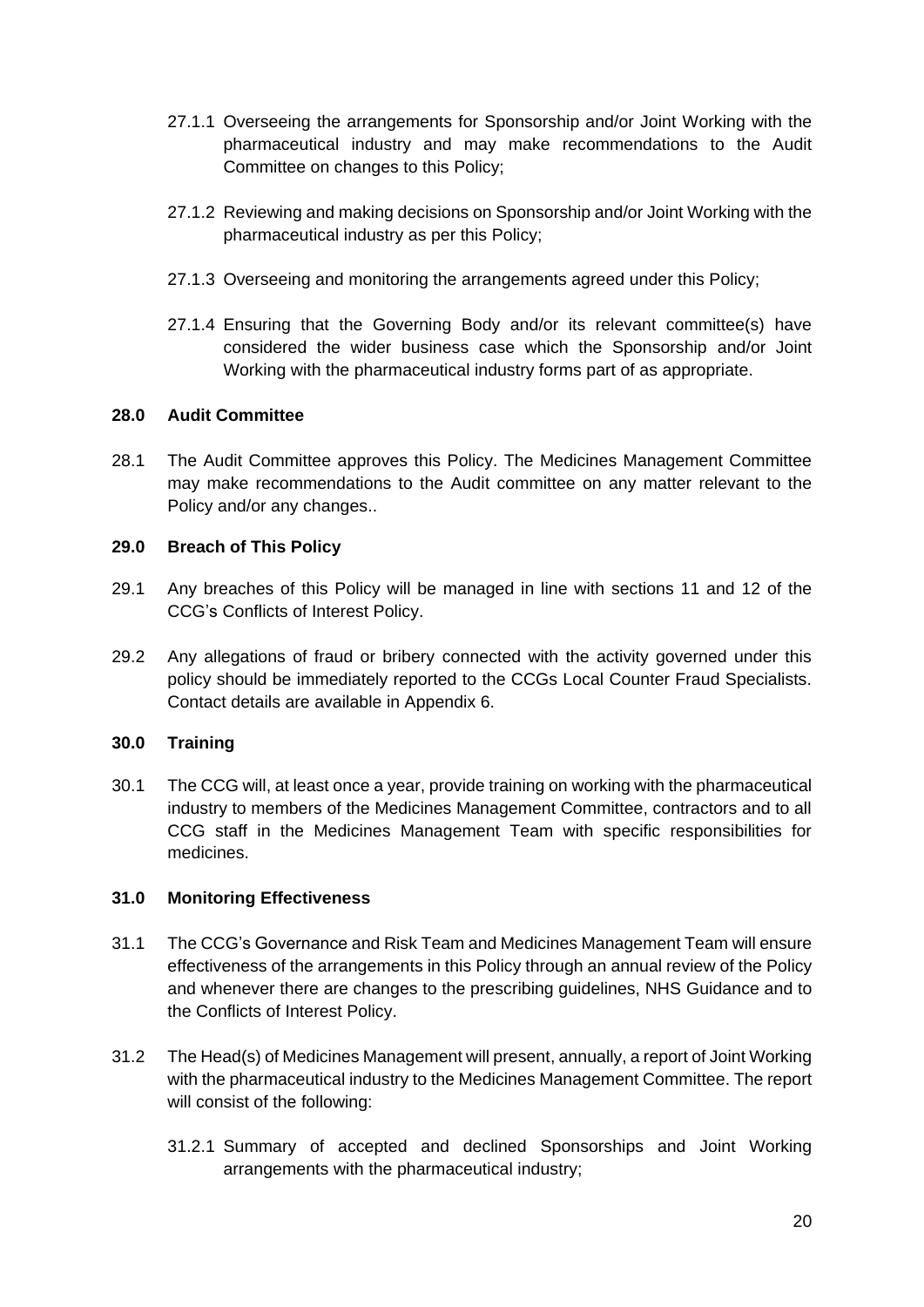27.1.1 Overseeing the arrangements for Sponsorship and/or Joint Working with the pharmaceutical industry and may make recommendations to the Audit Committee on changes to this Policy;

27.1.2 Reviewing and making decisions on Sponsorship and/or Joint Working with the pharmaceutical industry as per this Policy;

27.1.3 Overseeing and monitoring the arrangements agreed under this Policy;

27.1.4 Ensuring that the Governing Body and/or its relevant committee(s) have considered the wider business case which the Sponsorship and/or Joint Working with the pharmaceutical industry forms part of as appropriate.

**28.0 Audit Committee**

28.1 The Audit Committee approves this Policy. The Medicines Management Committee may make recommendations to the Audit committee on any matter relevant to the Policy and/or any changes..

**29.0 Breach of This Policy**

29.1 Any breaches of this Policy will be managed in line with sections 11 and 12 of the CCG's Conflicts of Interest Policy.

29.2 Any allegations of fraud or bribery connected with the activity governed under this policy should be immediately reported to the CCGs Local Counter Fraud Specialists. Contact details are available in Appendix 6.

**30.0 Training**

30.1 The CCG will, at least once a year, provide training on working with the pharmaceutical industry to members of the Medicines Management Committee, contractors and to all CCG staff in the Medicines Management Team with specific responsibilities for medicines.

**31.0 Monitoring Effectiveness**

31.1 The CCG's Governance and Risk Team and Medicines Management Team will ensure effectiveness of the arrangements in this Policy through an annual review of the Policy and whenever there are changes to the prescribing guidelines, NHS Guidance and to the Conflicts of Interest Policy.

31.2 The Head(s) of Medicines Management will present, annually, a report of Joint Working with the pharmaceutical industry to the Medicines Management Committee. The report will consist of the following:

31.2.1 Summary of accepted and declined Sponsorships and Joint Working arrangements with the pharmaceutical industry;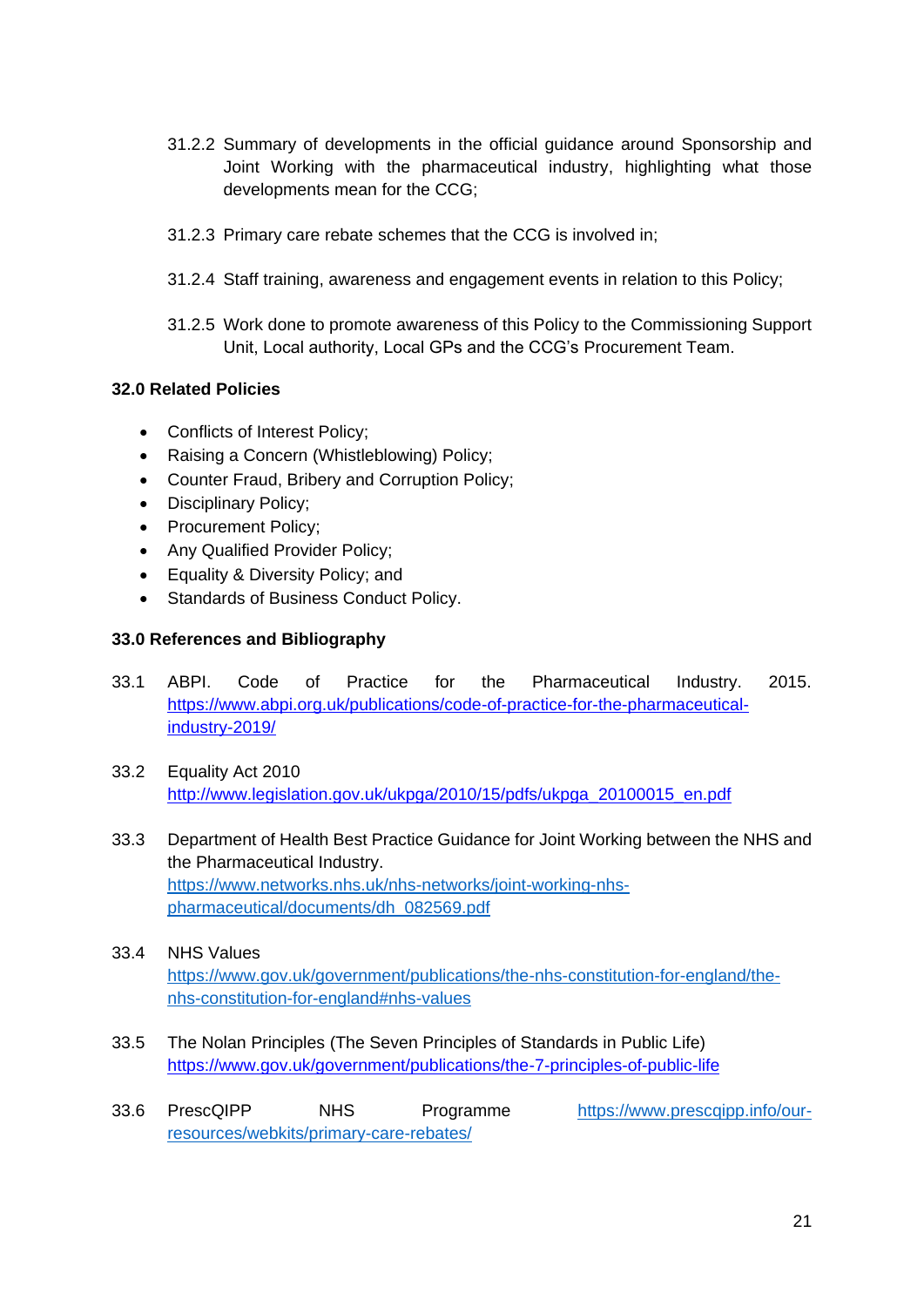31.2.2 Summary of developments in the official guidance around Sponsorship and Joint Working with the pharmaceutical industry, highlighting what those developments mean for the CCG;

31.2.3 Primary care rebate schemes that the CCG is involved in;

31.2.4 Staff training, awareness and engagement events in relation to this Policy;

31.2.5 Work done to promote awareness of this Policy to the Commissioning Support Unit, Local authority, Local GPs and the CCG's Procurement Team.

**32.0 Related Policies**

- Conflicts of Interest Policy;
- Raising a Concern (Whistleblowing) Policy;
- Counter Fraud, Bribery and Corruption Policy;
- Disciplinary Policy;
- Procurement Policy;
- Any Qualified Provider Policy;
- Equality & Diversity Policy; and
- Standards of Business Conduct Policy.

**33.0 References and Bibliography**

33.1 ABPI. Code of Practice for the Pharmaceutical Industry. 2015. https://www.abpi.org.uk/publications/code-of-practice-for-the-pharmaceutical-industry-2019/

33.2 Equality Act 2010 http://www.legislation.gov.uk/ukpga/2010/15/pdfs/ukpga_20100015_en.pdf

33.3 Department of Health Best Practice Guidance for Joint Working between the NHS and the Pharmaceutical Industry. https://www.networks.nhs.uk/nhs-networks/joint-working-nhs-pharmaceutical/documents/dh_082569.pdf

33.4 NHS Values https://www.gov.uk/government/publications/the-nhs-constitution-for-england/the-nhs-constitution-for-england#nhs-values

33.5 The Nolan Principles (The Seven Principles of Standards in Public Life) https://www.gov.uk/government/publications/the-7-principles-of-public-life

33.6 PrescQIPP NHS Programme https://www.prescqipp.info/our-resources/webkits/primary-care-rebates/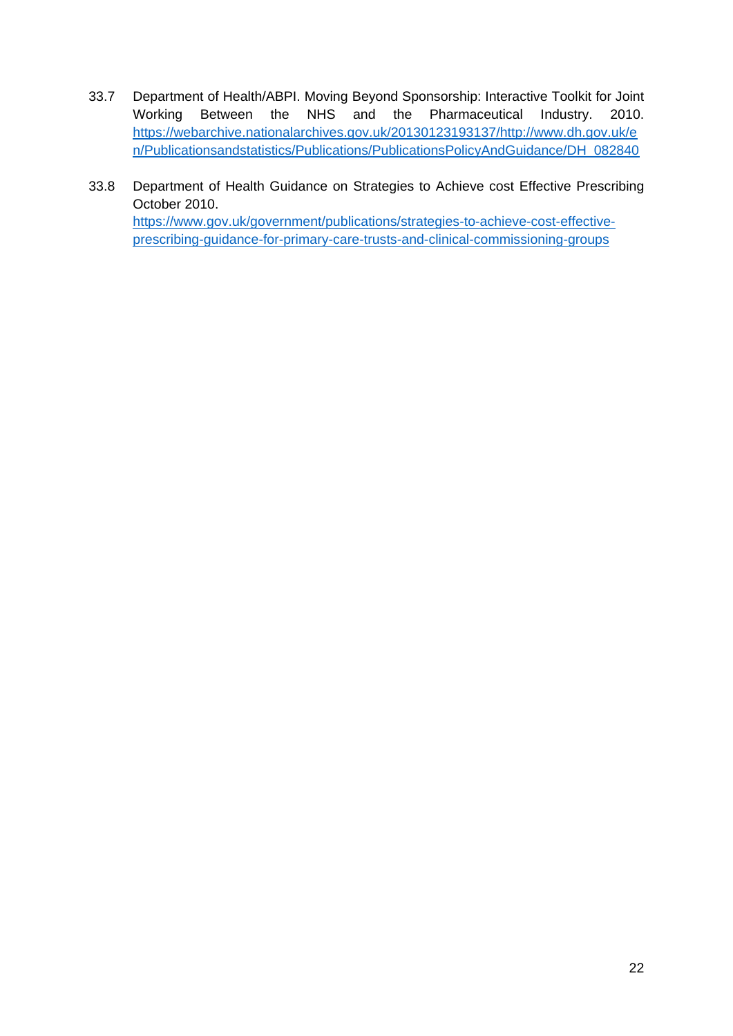33.7 Department of Health/ABPI. Moving Beyond Sponsorship: Interactive Toolkit for Joint Working Between the NHS and the Pharmaceutical Industry. 2010. https://webarchive.nationalarchives.gov.uk/20130123193137/http://www.dh.gov.uk/en/Publicationsandstatistics/Publications/PublicationsPolicyAndGuidance/DH_082840

33.8 Department of Health Guidance on Strategies to Achieve cost Effective Prescribing October 2010. https://www.gov.uk/government/publications/strategies-to-achieve-cost-effective-prescribing-guidance-for-primary-care-trusts-and-clinical-commissioning-groups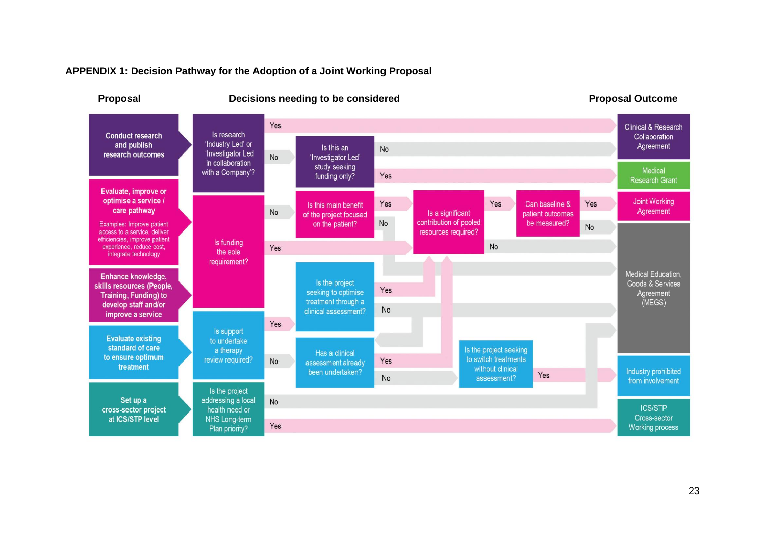**APPENDIX 1: Decision Pathway for the Adoption of a Joint Working Proposal**

**Proposal** | **Decisions needing to be considered** | **Proposal Outcome**

**Proposals:**

- **Conduct research and publish research outcomes**
- **Evaluate, improve or optimise a service / care pathway**
  Examples: Improve patient access to a service, deliver efficiencies, improve patient experience, reduce cost, integrate technology
- **Enhance knowledge, skills resources (People, Training, Funding) to develop staff and/or improve a service**
- **Evaluate existing standard of care to ensure optimum treatment**
- **Set up a cross-sector project at ICS/STP level**

**Decisions needing to be considered:**

- Is research 'Industry Led' or 'Investigator Led in collaboration with a Company'?
  - Yes → Clinical & Research Collaboration Agreement
  - No → Is this an 'Investigator Led' study seeking funding only?
    - No → Clinical & Research Collaboration Agreement
    - Yes → Medical Research Grant
- Is funding the sole requirement?
  - No → Is this main benefit of the project focused on the patient?
    - Yes → Is a significant contribution of pooled resources required?
    - No → Medical Education, Goods & Services Agreement (MEGS)
  - Yes → Is a significant contribution of pooled resources required?
- Is a significant contribution of pooled resources required?
  - Yes → Can baseline & patient outcomes be measured?
    - Yes → Joint Working Agreement
    - No → Medical Education, Goods & Services Agreement (MEGS)
  - No → Medical Education, Goods & Services Agreement (MEGS)
- Is support to undertake a therapy review required?
  - Yes → Is the project seeking to optimise treatment through a clinical assessment?
    - Yes → Is a significant contribution of pooled resources required?
    - No → Medical Education, Goods & Services Agreement (MEGS)
  - No → Has a clinical assessment already been undertaken?
    - Yes → Is a significant contribution of pooled resources required?
    - No → Is the project seeking to switch treatments without clinical assessment?
      - Yes → Industry prohibited from involvement
- Is the project addressing a local health need or NHS Long-term Plan priority?
  - No → Medical Education, Goods & Services Agreement (MEGS)
  - Yes → ICS/STP Cross-sector Working process

**Proposal Outcomes:**

- Clinical & Research Collaboration Agreement
- Medical Research Grant
- Joint Working Agreement
- Medical Education, Goods & Services Agreement (MEGS)
- Industry prohibited from involvement
- ICS/STP Cross-sector Working process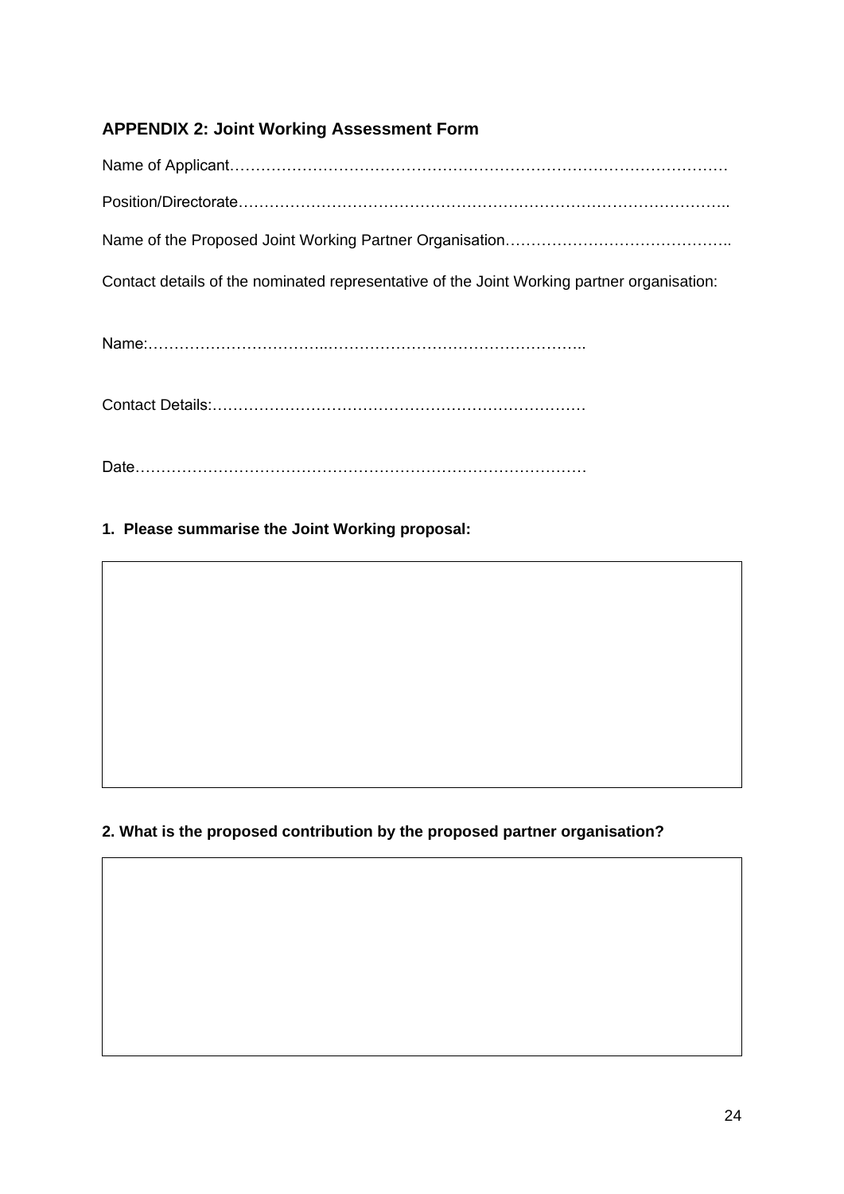### APPENDIX 2: Joint Working Assessment Form

Name of Applicant…………………………………………………………………………………

Position/Directorate……………………………………………………………………………..

Name of the Proposed Joint Working Partner Organisation……………………………………..

Contact details of the nominated representative of the Joint Working partner organisation:

Name:……………………………..…………………………………………..

Contact Details:………………………………………………………………

Date…………………………………………………………………………

**1. Please summarise the Joint Working proposal:**

| |
|---|
| |

**2. What is the proposed contribution by the proposed partner organisation?**

| |
|---|
| |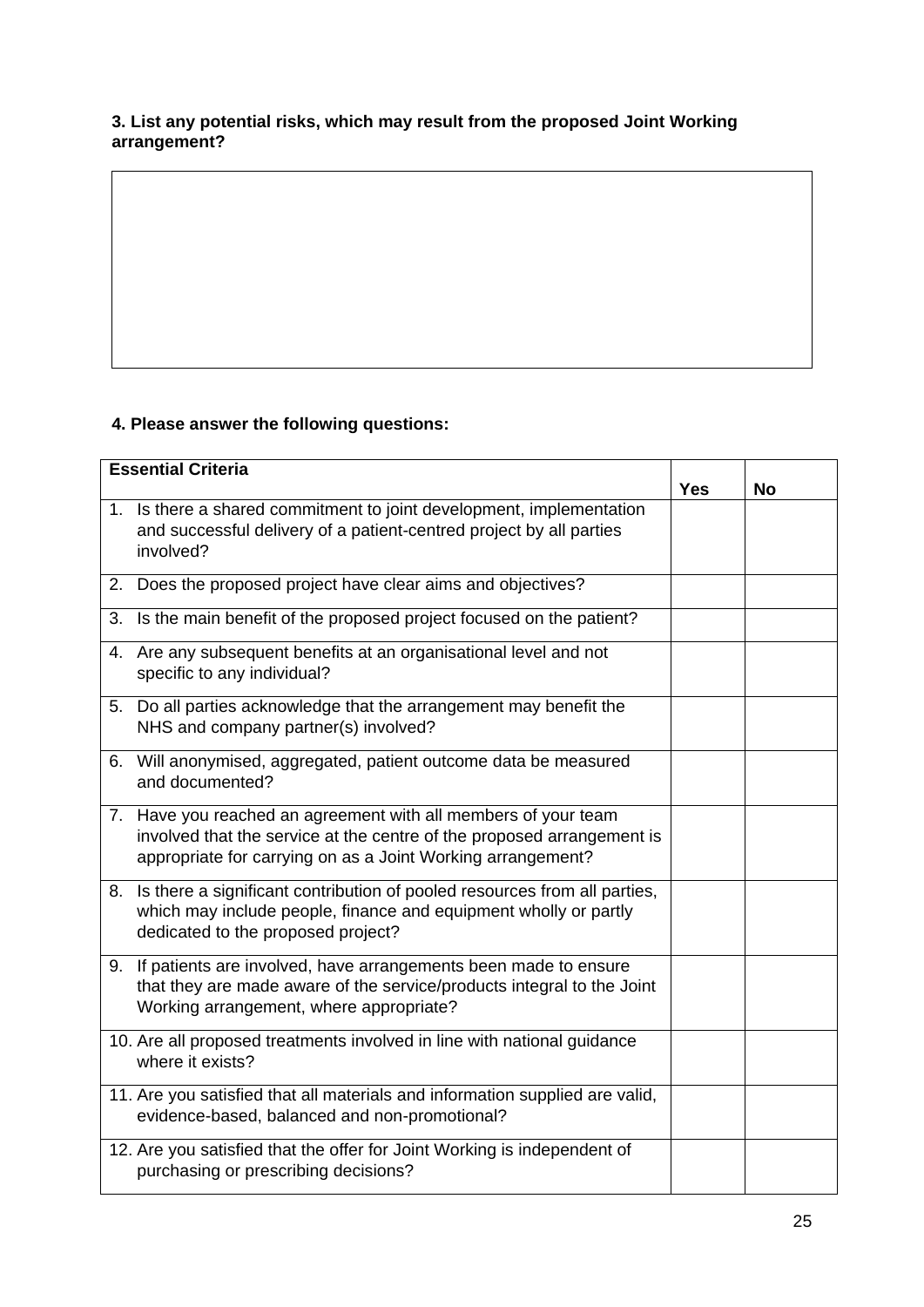**3. List any potential risks, which may result from the proposed Joint Working arrangement?**

**4. Please answer the following questions:**

| **Essential Criteria** | **Yes** | **No** |
|---|---|---|
| 1. Is there a shared commitment to joint development, implementation and successful delivery of a patient-centred project by all parties involved? | | |
| 2. Does the proposed project have clear aims and objectives? | | |
| 3. Is the main benefit of the proposed project focused on the patient? | | |
| 4. Are any subsequent benefits at an organisational level and not specific to any individual? | | |
| 5. Do all parties acknowledge that the arrangement may benefit the NHS and company partner(s) involved? | | |
| 6. Will anonymised, aggregated, patient outcome data be measured and documented? | | |
| 7. Have you reached an agreement with all members of your team involved that the service at the centre of the proposed arrangement is appropriate for carrying on as a Joint Working arrangement? | | |
| 8. Is there a significant contribution of pooled resources from all parties, which may include people, finance and equipment wholly or partly dedicated to the proposed project? | | |
| 9. If patients are involved, have arrangements been made to ensure that they are made aware of the service/products integral to the Joint Working arrangement, where appropriate? | | |
| 10. Are all proposed treatments involved in line with national guidance where it exists? | | |
| 11. Are you satisfied that all materials and information supplied are valid, evidence-based, balanced and non-promotional? | | |
| 12. Are you satisfied that the offer for Joint Working is independent of purchasing or prescribing decisions? | | |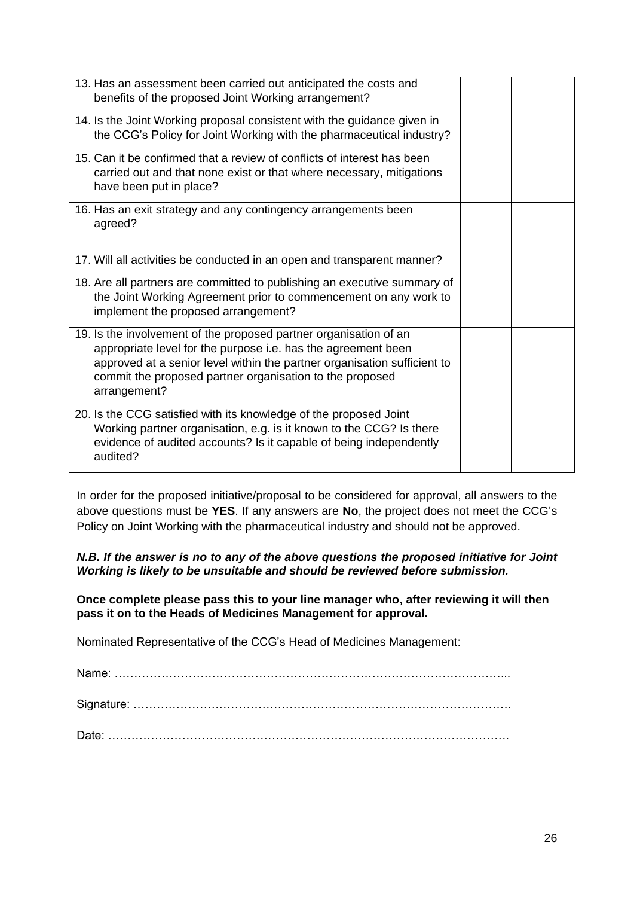| | | |
|---|---|---|
| 13. Has an assessment been carried out anticipated the costs and benefits of the proposed Joint Working arrangement? | | |
| 14. Is the Joint Working proposal consistent with the guidance given in the CCG's Policy for Joint Working with the pharmaceutical industry? | | |
| 15. Can it be confirmed that a review of conflicts of interest has been carried out and that none exist or that where necessary, mitigations have been put in place? | | |
| 16. Has an exit strategy and any contingency arrangements been agreed? | | |
| 17. Will all activities be conducted in an open and transparent manner? | | |
| 18. Are all partners are committed to publishing an executive summary of the Joint Working Agreement prior to commencement on any work to implement the proposed arrangement? | | |
| 19. Is the involvement of the proposed partner organisation of an appropriate level for the purpose i.e. has the agreement been approved at a senior level within the partner organisation sufficient to commit the proposed partner organisation to the proposed arrangement? | | |
| 20. Is the CCG satisfied with its knowledge of the proposed Joint Working partner organisation, e.g. is it known to the CCG? Is there evidence of audited accounts? Is it capable of being independently audited? | | |

In order for the proposed initiative/proposal to be considered for approval, all answers to the above questions must be **YES**. If any answers are **No**, the project does not meet the CCG's Policy on Joint Working with the pharmaceutical industry and should not be approved.

***N.B. If the answer is no to any of the above questions the proposed initiative for Joint Working is likely to be unsuitable and should be reviewed before submission.***

**Once complete please pass this to your line manager who, after reviewing it will then pass it on to the Heads of Medicines Management for approval.**

Nominated Representative of the CCG's Head of Medicines Management:

Name: …………………………………………………………………………………………..

Signature: ……………………………………………………………………………………….

Date: …………………………………………………………………………………………….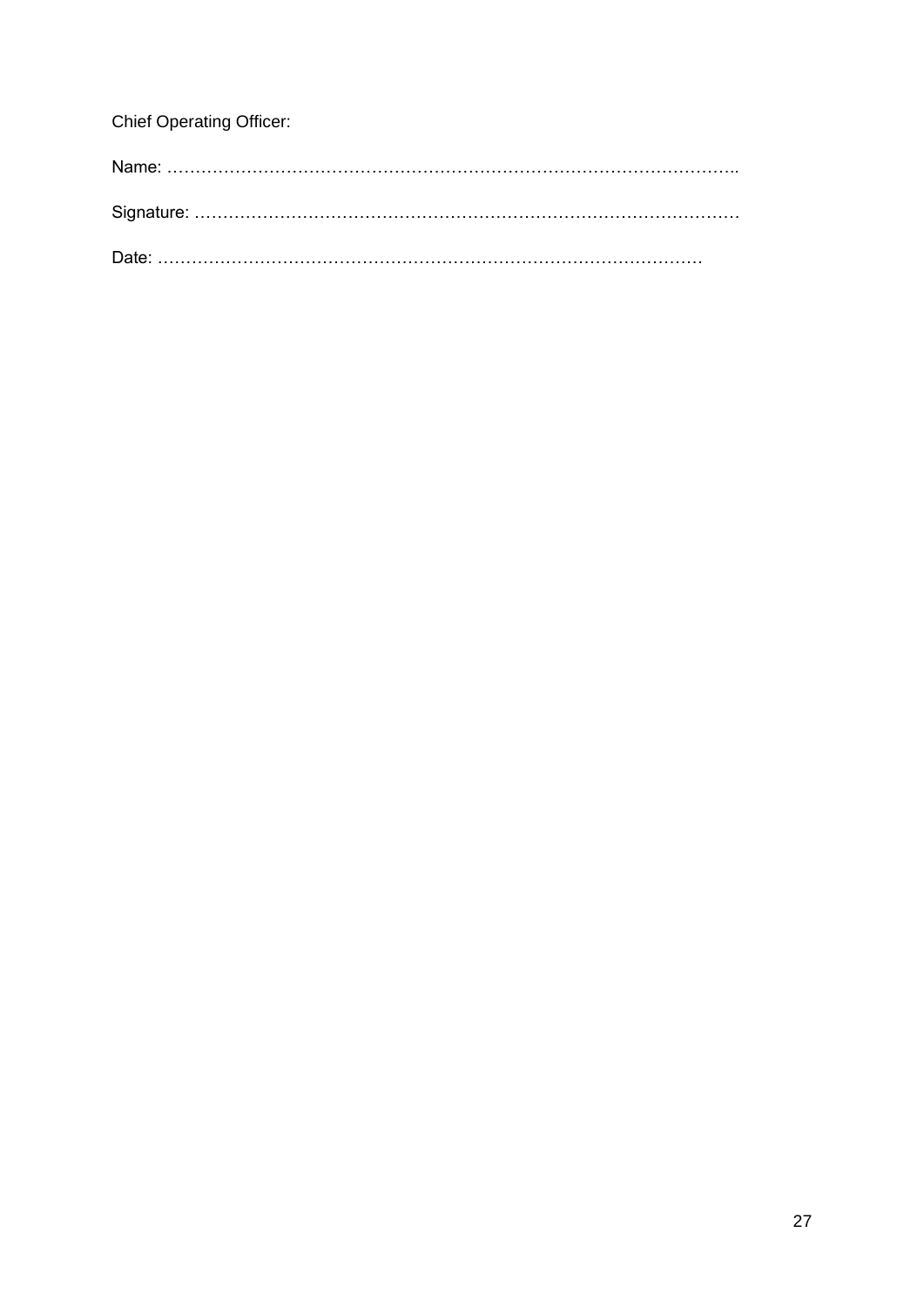Chief Operating Officer:

Name: ………………………………………………………………………………………..

Signature: ………………………………………………………………………………………

Date: ………………………………………………………………………………………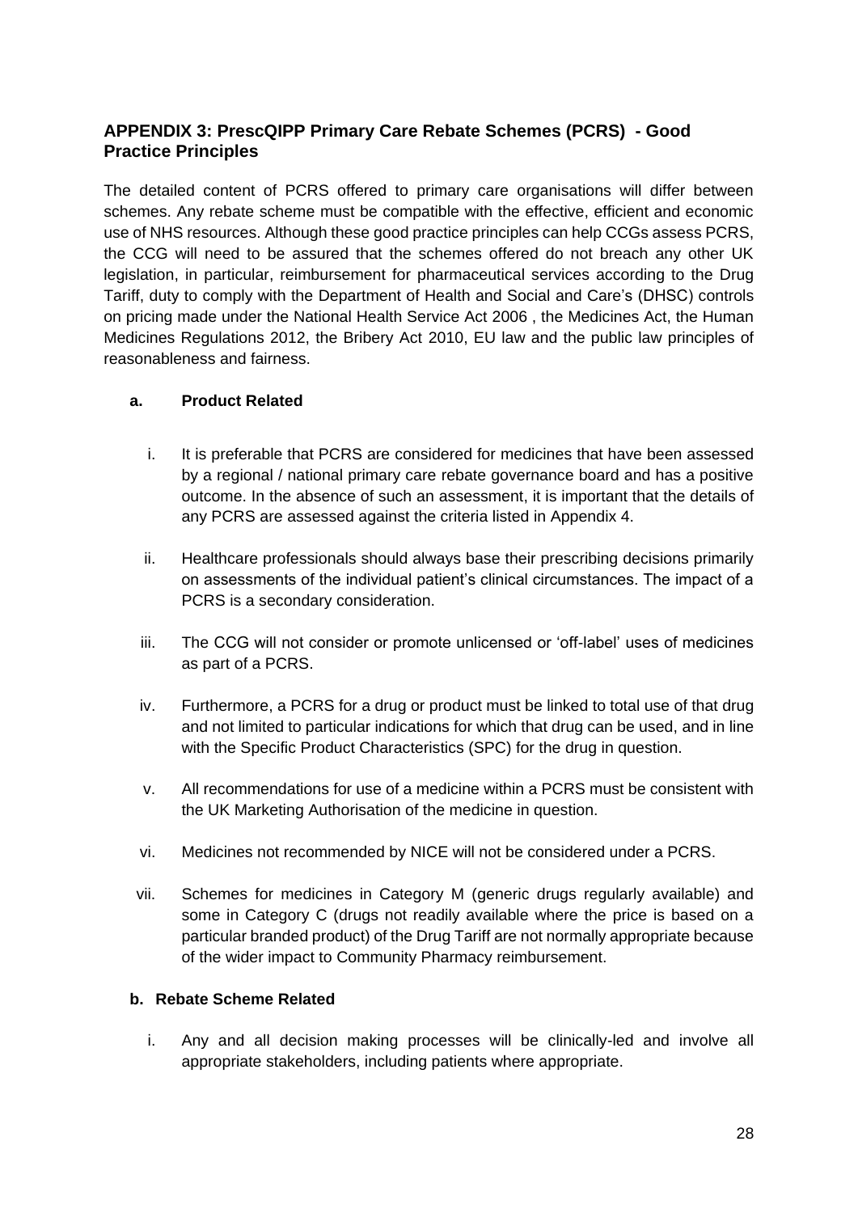## APPENDIX 3: PrescQIPP Primary Care Rebate Schemes (PCRS) - Good Practice Principles

The detailed content of PCRS offered to primary care organisations will differ between schemes. Any rebate scheme must be compatible with the effective, efficient and economic use of NHS resources. Although these good practice principles can help CCGs assess PCRS, the CCG will need to be assured that the schemes offered do not breach any other UK legislation, in particular, reimbursement for pharmaceutical services according to the Drug Tariff, duty to comply with the Department of Health and Social and Care's (DHSC) controls on pricing made under the National Health Service Act 2006 , the Medicines Act, the Human Medicines Regulations 2012, the Bribery Act 2010, EU law and the public law principles of reasonableness and fairness.

### a. Product Related

i. It is preferable that PCRS are considered for medicines that have been assessed by a regional / national primary care rebate governance board and has a positive outcome. In the absence of such an assessment, it is important that the details of any PCRS are assessed against the criteria listed in Appendix 4.

ii. Healthcare professionals should always base their prescribing decisions primarily on assessments of the individual patient's clinical circumstances. The impact of a PCRS is a secondary consideration.

iii. The CCG will not consider or promote unlicensed or 'off-label' uses of medicines as part of a PCRS.

iv. Furthermore, a PCRS for a drug or product must be linked to total use of that drug and not limited to particular indications for which that drug can be used, and in line with the Specific Product Characteristics (SPC) for the drug in question.

v. All recommendations for use of a medicine within a PCRS must be consistent with the UK Marketing Authorisation of the medicine in question.

vi. Medicines not recommended by NICE will not be considered under a PCRS.

vii. Schemes for medicines in Category M (generic drugs regularly available) and some in Category C (drugs not readily available where the price is based on a particular branded product) of the Drug Tariff are not normally appropriate because of the wider impact to Community Pharmacy reimbursement.

### b. Rebate Scheme Related

i. Any and all decision making processes will be clinically-led and involve all appropriate stakeholders, including patients where appropriate.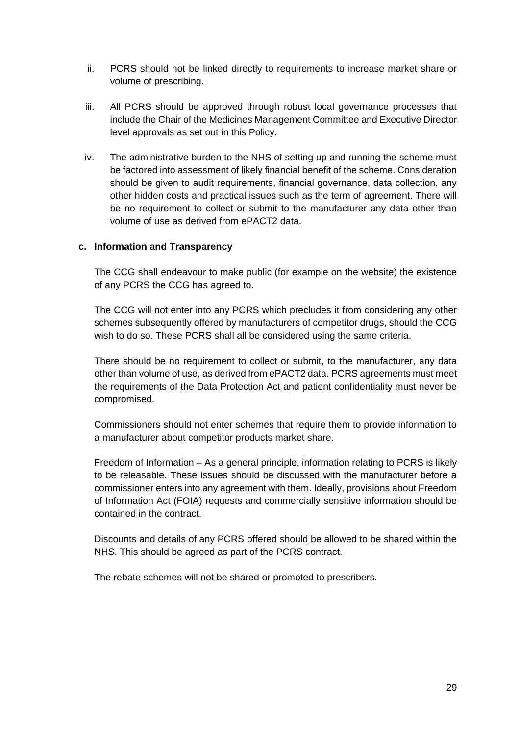ii. PCRS should not be linked directly to requirements to increase market share or volume of prescribing.

iii. All PCRS should be approved through robust local governance processes that include the Chair of the Medicines Management Committee and Executive Director level approvals as set out in this Policy.

iv. The administrative burden to the NHS of setting up and running the scheme must be factored into assessment of likely financial benefit of the scheme. Consideration should be given to audit requirements, financial governance, data collection, any other hidden costs and practical issues such as the term of agreement. There will be no requirement to collect or submit to the manufacturer any data other than volume of use as derived from ePACT2 data.

**c. Information and Transparency**

The CCG shall endeavour to make public (for example on the website) the existence of any PCRS the CCG has agreed to.

The CCG will not enter into any PCRS which precludes it from considering any other schemes subsequently offered by manufacturers of competitor drugs, should the CCG wish to do so. These PCRS shall all be considered using the same criteria.

There should be no requirement to collect or submit, to the manufacturer, any data other than volume of use, as derived from ePACT2 data. PCRS agreements must meet the requirements of the Data Protection Act and patient confidentiality must never be compromised.

Commissioners should not enter schemes that require them to provide information to a manufacturer about competitor products market share.

Freedom of Information – As a general principle, information relating to PCRS is likely to be releasable. These issues should be discussed with the manufacturer before a commissioner enters into any agreement with them. Ideally, provisions about Freedom of Information Act (FOIA) requests and commercially sensitive information should be contained in the contract.

Discounts and details of any PCRS offered should be allowed to be shared within the NHS. This should be agreed as part of the PCRS contract.

The rebate schemes will not be shared or promoted to prescribers.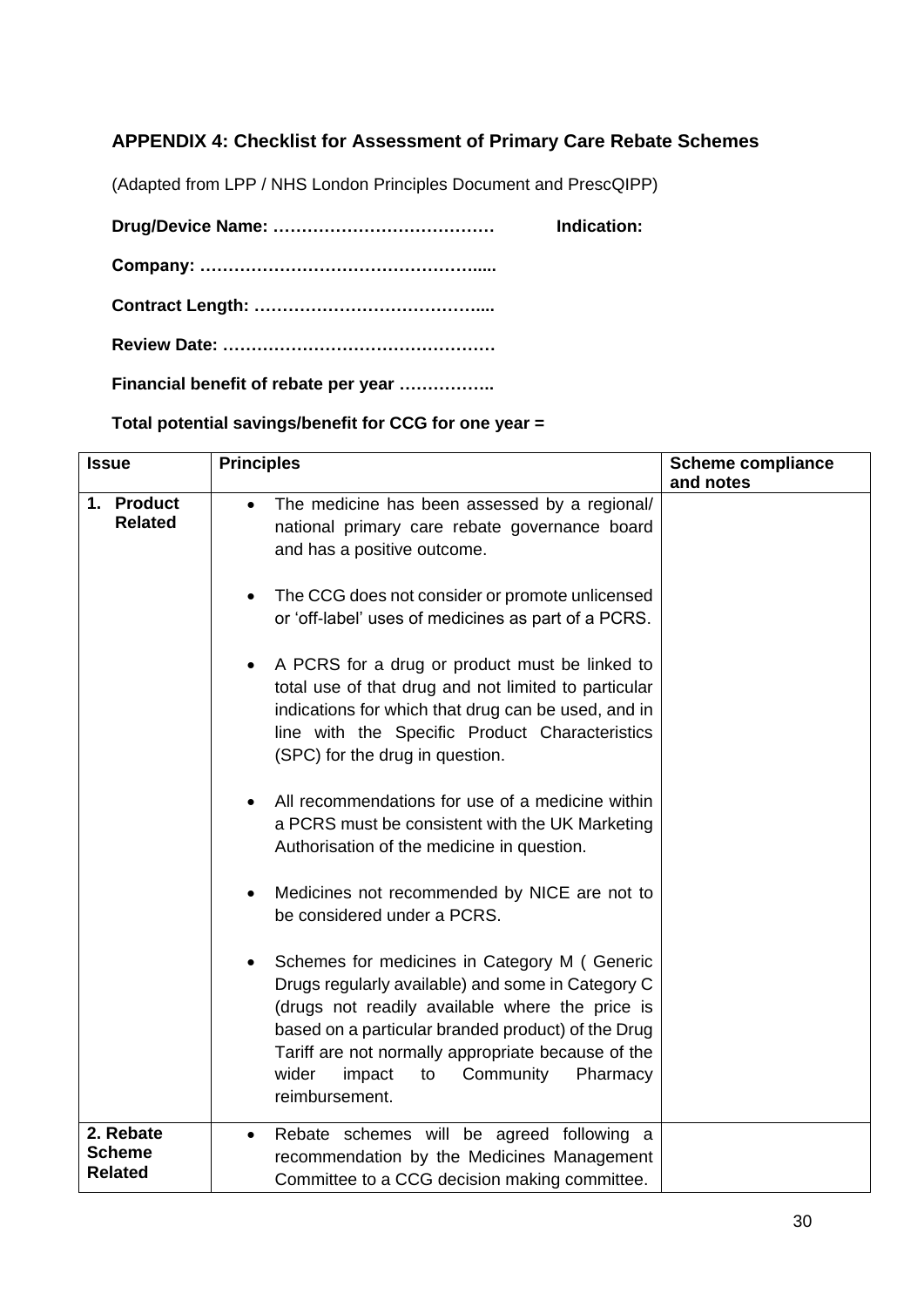## APPENDIX 4: Checklist for Assessment of Primary Care Rebate Schemes

(Adapted from LPP / NHS London Principles Document and PrescQIPP)

**Drug/Device Name: …………………………………** **Indication:**

**Company: ………………………………………….....**

**Contract Length: …………………………………....**

**Review Date: …………………………………………**

**Financial benefit of rebate per year ……………..**

**Total potential savings/benefit for CCG for one year =**

| Issue | Principles | Scheme compliance and notes |
|---|---|---|
| **1. Product Related** | • The medicine has been assessed by a regional/ national primary care rebate governance board and has a positive outcome.<br><br>• The CCG does not consider or promote unlicensed or 'off-label' uses of medicines as part of a PCRS.<br><br>• A PCRS for a drug or product must be linked to total use of that drug and not limited to particular indications for which that drug can be used, and in line with the Specific Product Characteristics (SPC) for the drug in question.<br><br>• All recommendations for use of a medicine within a PCRS must be consistent with the UK Marketing Authorisation of the medicine in question.<br><br>• Medicines not recommended by NICE are not to be considered under a PCRS.<br><br>• Schemes for medicines in Category M ( Generic Drugs regularly available) and some in Category C (drugs not readily available where the price is based on a particular branded product) of the Drug Tariff are not normally appropriate because of the wider impact to Community Pharmacy reimbursement. | |
| **2. Rebate Scheme Related** | • Rebate schemes will be agreed following a recommendation by the Medicines Management Committee to a CCG decision making committee. | |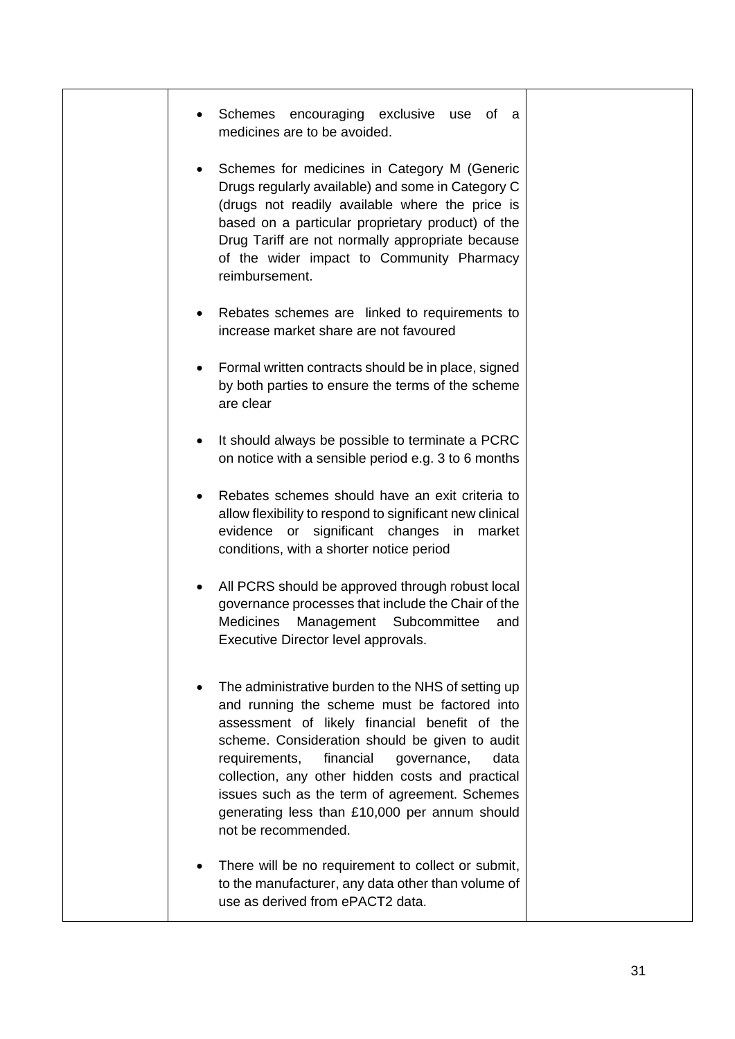| | | |
|---|---|---|
| | <ul><li>Schemes encouraging exclusive use of a medicines are to be avoided.</li><li>Schemes for medicines in Category M (Generic Drugs regularly available) and some in Category C (drugs not readily available where the price is based on a particular proprietary product) of the Drug Tariff are not normally appropriate because of the wider impact to Community Pharmacy reimbursement.</li><li>Rebates schemes are linked to requirements to increase market share are not favoured</li><li>Formal written contracts should be in place, signed by both parties to ensure the terms of the scheme are clear</li><li>It should always be possible to terminate a PCRC on notice with a sensible period e.g. 3 to 6 months</li><li>Rebates schemes should have an exit criteria to allow flexibility to respond to significant new clinical evidence or significant changes in market conditions, with a shorter notice period</li><li>All PCRS should be approved through robust local governance processes that include the Chair of the Medicines Management Subcommittee and Executive Director level approvals.</li><li>The administrative burden to the NHS of setting up and running the scheme must be factored into assessment of likely financial benefit of the scheme. Consideration should be given to audit requirements, financial governance, data collection, any other hidden costs and practical issues such as the term of agreement. Schemes generating less than £10,000 per annum should not be recommended.</li><li>There will be no requirement to collect or submit, to the manufacturer, any data other than volume of use as derived from ePACT2 data.</li></ul> | |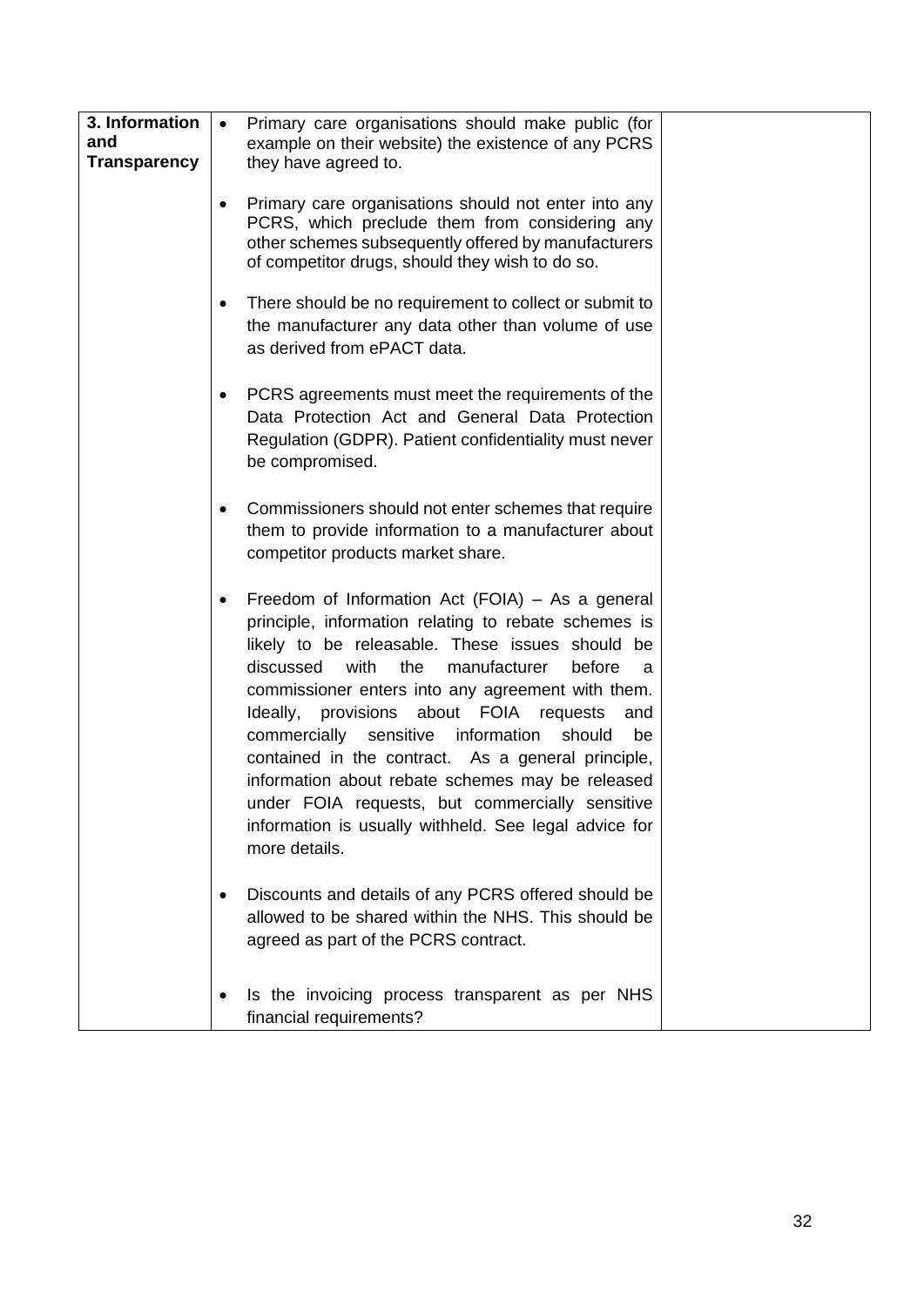| | | |
|---|---|---|
| **3. Information and Transparency** | • Primary care organisations should make public (for example on their website) the existence of any PCRS they have agreed to.<br><br>• Primary care organisations should not enter into any PCRS, which preclude them from considering any other schemes subsequently offered by manufacturers of competitor drugs, should they wish to do so.<br><br>• There should be no requirement to collect or submit to the manufacturer any data other than volume of use as derived from ePACT data.<br><br>• PCRS agreements must meet the requirements of the Data Protection Act and General Data Protection Regulation (GDPR). Patient confidentiality must never be compromised.<br><br>• Commissioners should not enter schemes that require them to provide information to a manufacturer about competitor products market share.<br><br>• Freedom of Information Act (FOIA) – As a general principle, information relating to rebate schemes is likely to be releasable. These issues should be discussed with the manufacturer before a commissioner enters into any agreement with them. Ideally, provisions about FOIA requests and commercially sensitive information should be contained in the contract. As a general principle, information about rebate schemes may be released under FOIA requests, but commercially sensitive information is usually withheld. See legal advice for more details.<br><br>• Discounts and details of any PCRS offered should be allowed to be shared within the NHS. This should be agreed as part of the PCRS contract.<br><br>• Is the invoicing process transparent as per NHS financial requirements? | |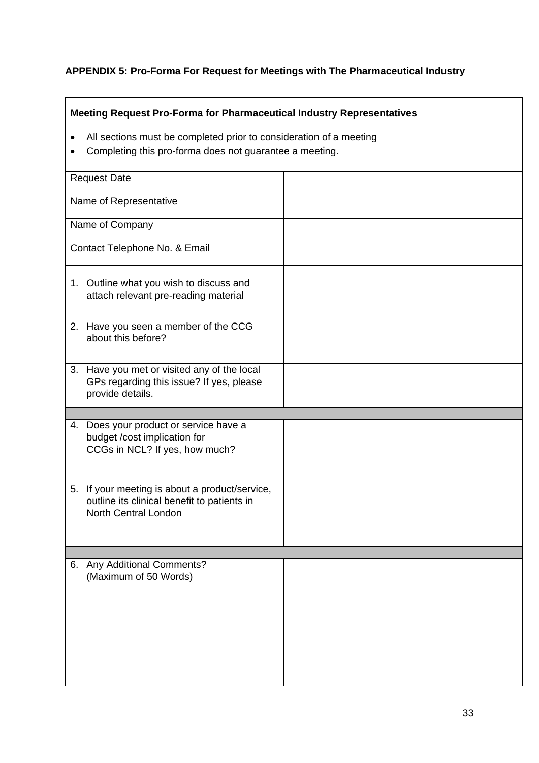**APPENDIX 5: Pro-Forma For Request for Meetings with The Pharmaceutical Industry**

**Meeting Request Pro-Forma for Pharmaceutical Industry Representatives**

- All sections must be completed prior to consideration of a meeting
- Completing this pro-forma does not guarantee a meeting.

| | |
|---|---|
| Request Date | |
| Name of Representative | |
| Name of Company | |
| Contact Telephone No. & Email | |
| | |
| 1. Outline what you wish to discuss and attach relevant pre-reading material | |
| 2. Have you seen a member of the CCG about this before? | |
| 3. Have you met or visited any of the local GPs regarding this issue? If yes, please provide details. | |
| | |
| 4. Does your product or service have a budget /cost implication for CCGs in NCL? If yes, how much? | |
| 5. If your meeting is about a product/service, outline its clinical benefit to patients in North Central London | |
| | |
| 6. Any Additional Comments? (Maximum of 50 Words) | |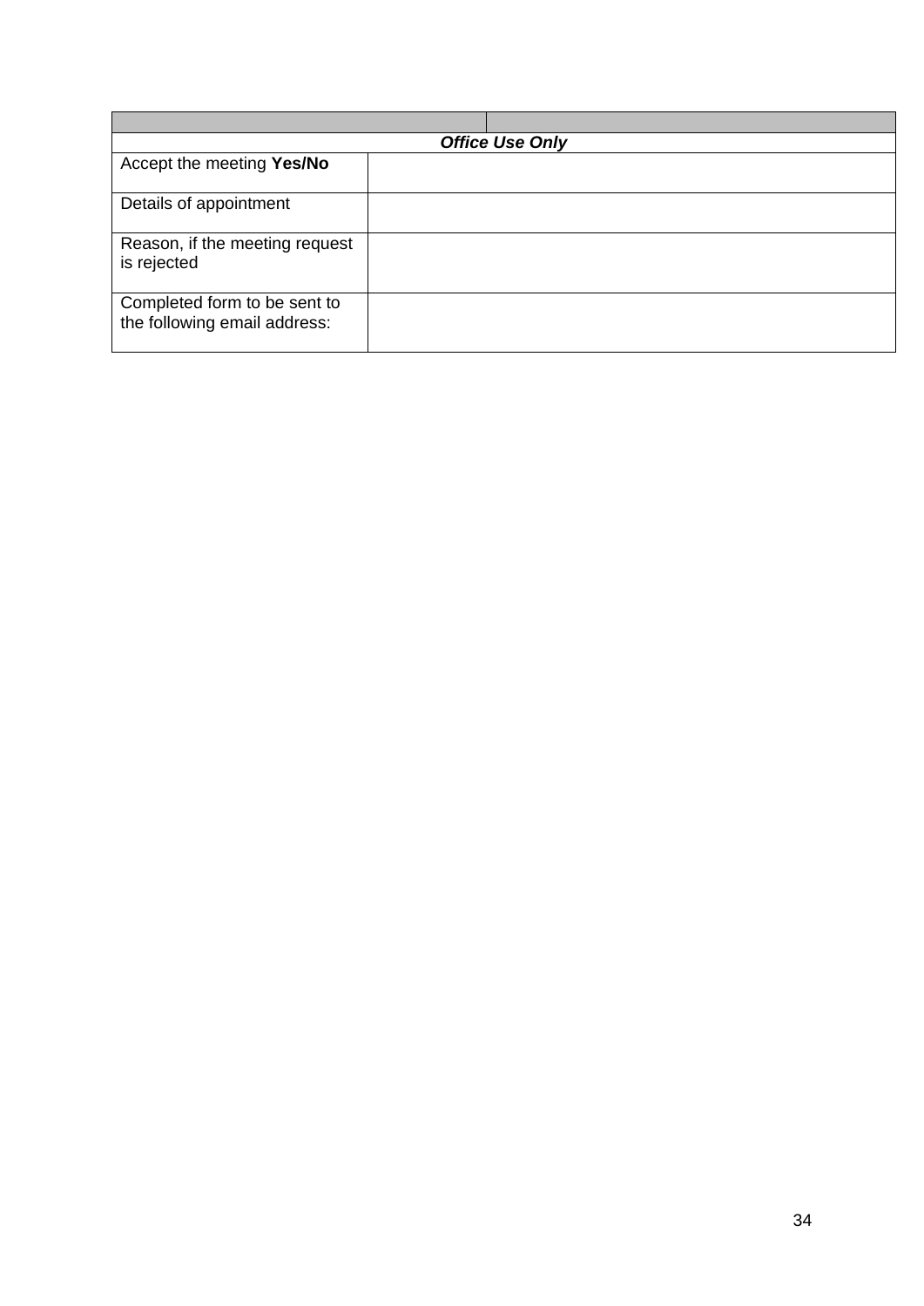| | |
|---|---|
| ***Office Use Only*** | |
| Accept the meeting **Yes/No** | |
| Details of appointment | |
| Reason, if the meeting request is rejected | |
| Completed form to be sent to the following email address: | |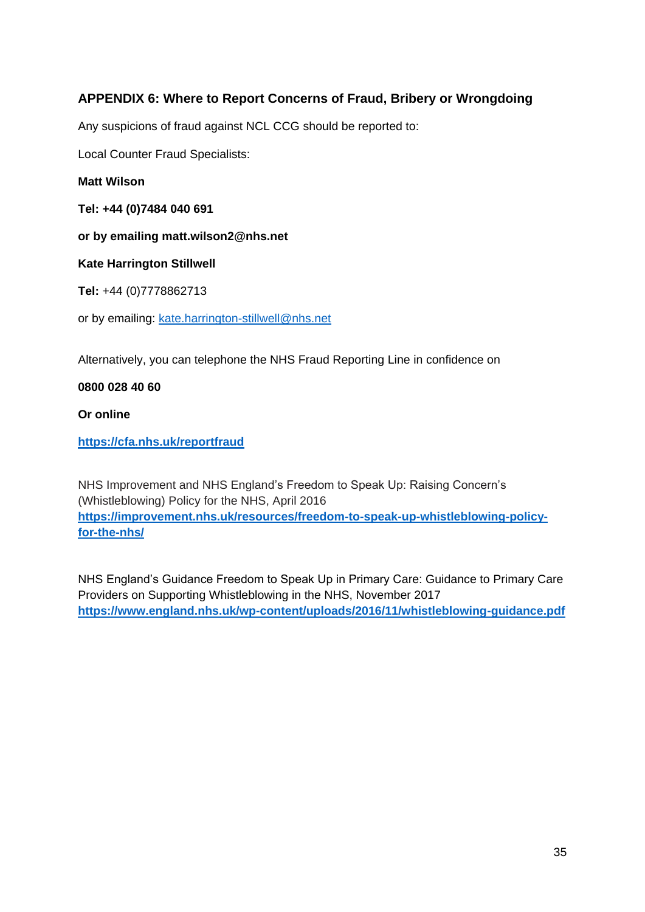## APPENDIX 6: Where to Report Concerns of Fraud, Bribery or Wrongdoing

Any suspicions of fraud against NCL CCG should be reported to:

Local Counter Fraud Specialists:

**Matt Wilson**

**Tel: +44 (0)7484 040 691**

**or by emailing matt.wilson2@nhs.net**

**Kate Harrington Stillwell**

**Tel:** +44 (0)7778862713

or by emailing: [kate.harrington-stillwell@nhs.net](mailto:kate.harrington-stillwell@nhs.net)

Alternatively, you can telephone the NHS Fraud Reporting Line in confidence on

**0800 028 40 60**

**Or online**

**[https://cfa.nhs.uk/reportfraud](https://cfa.nhs.uk/reportfraud)**

NHS Improvement and NHS England's Freedom to Speak Up: Raising Concern's (Whistleblowing) Policy for the NHS, April 2016
**[https://improvement.nhs.uk/resources/freedom-to-speak-up-whistleblowing-policy-for-the-nhs/](https://improvement.nhs.uk/resources/freedom-to-speak-up-whistleblowing-policy-for-the-nhs/)**

NHS England's Guidance Freedom to Speak Up in Primary Care: Guidance to Primary Care Providers on Supporting Whistleblowing in the NHS, November 2017
**[https://www.england.nhs.uk/wp-content/uploads/2016/11/whistleblowing-guidance.pdf](https://www.england.nhs.uk/wp-content/uploads/2016/11/whistleblowing-guidance.pdf)**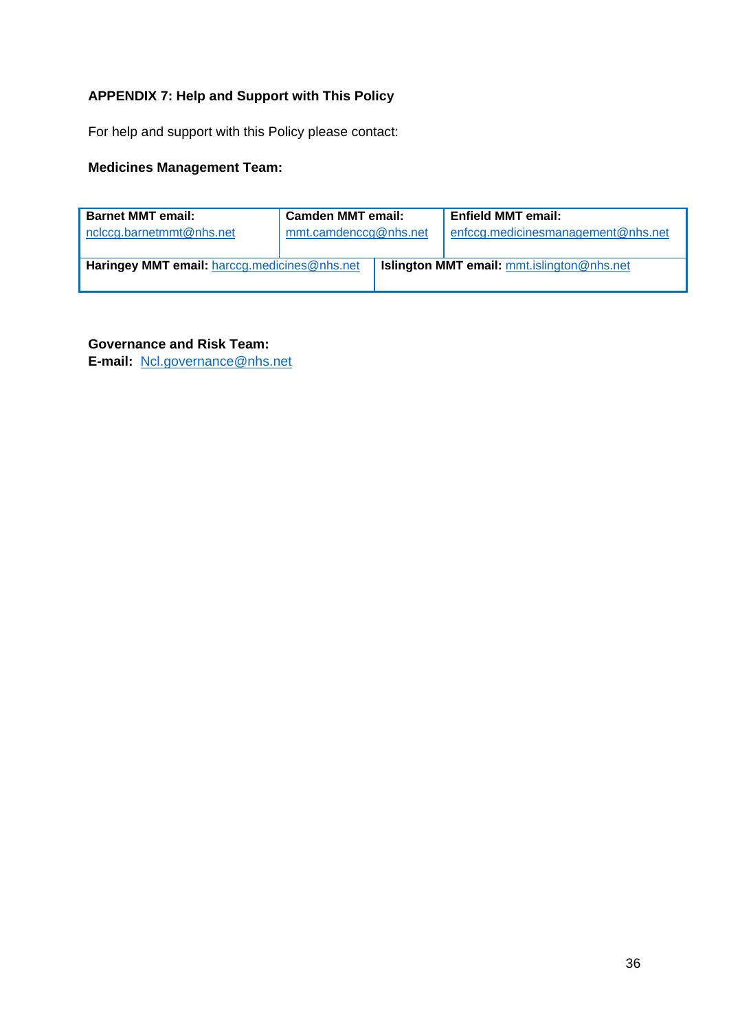**APPENDIX 7: Help and Support with This Policy**

For help and support with this Policy please contact:

**Medicines Management Team:**

| | | |
|---|---|---|
| **Barnet MMT email:** nclccg.barnetmmt@nhs.net | **Camden MMT email:** mmt.camdenccg@nhs.net | **Enfield MMT email:** enfccg.medicinesmanagement@nhs.net |
| **Haringey MMT email:** harccg.medicines@nhs.net | **Islington MMT email:** mmt.islington@nhs.net | |

**Governance and Risk Team:**
**E-mail:** Ncl.governance@nhs.net